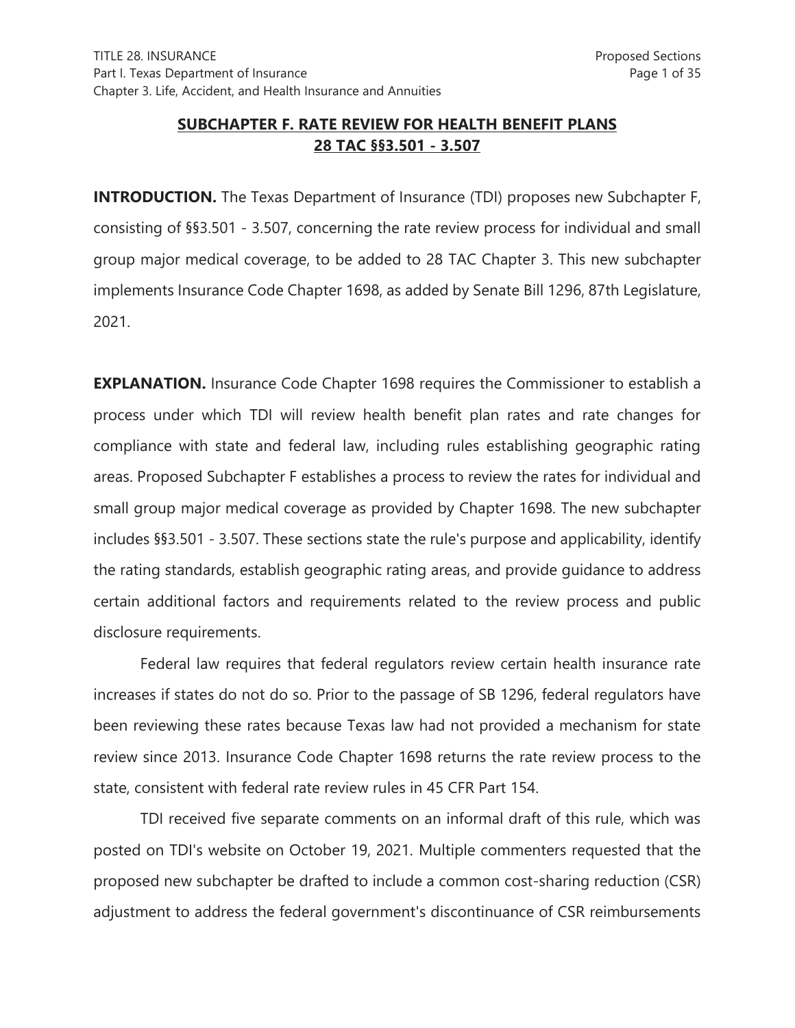## SUBCHAPTER F. RATE REVIEW FOR HEALTH BENEFIT PLANS 28 TAC §§3.501 - 3.507

**INTRODUCTION.** The Texas Department of Insurance (TDI) proposes new Subchapter F, consisting of §§3.501 - 3.507, concerning the rate review process for individual and small group major medical coverage, to be added to 28 TAC Chapter 3. This new subchapter implements Insurance Code Chapter 1698, as added by Senate Bill 1296, 87th Legislature, 2021.

**EXPLANATION.** Insurance Code Chapter 1698 requires the Commissioner to establish a process under which TDI will review health benefit plan rates and rate changes for compliance with state and federal law, including rules establishing geographic rating areas. Proposed Subchapter F establishes a process to review the rates for individual and small group major medical coverage as provided by Chapter 1698. The new subchapter includes §§3.501 - 3.507. These sections state the rule's purpose and applicability, identify the rating standards, establish geographic rating areas, and provide guidance to address certain additional factors and requirements related to the review process and public disclosure requirements.

Federal law requires that federal regulators review certain health insurance rate increases if states do not do so. Prior to the passage of SB 1296, federal regulators have been reviewing these rates because Texas law had not provided a mechanism for state review since 2013. Insurance Code Chapter 1698 returns the rate review process to the state, consistent with federal rate review rules in 45 CFR Part 154.

TDI received five separate comments on an informal draft of this rule, which was posted on TDI's website on October 19, 2021. Multiple commenters requested that the proposed new subchapter be drafted to include a common cost-sharing reduction (CSR) adjustment to address the federal government's discontinuance of CSR reimbursements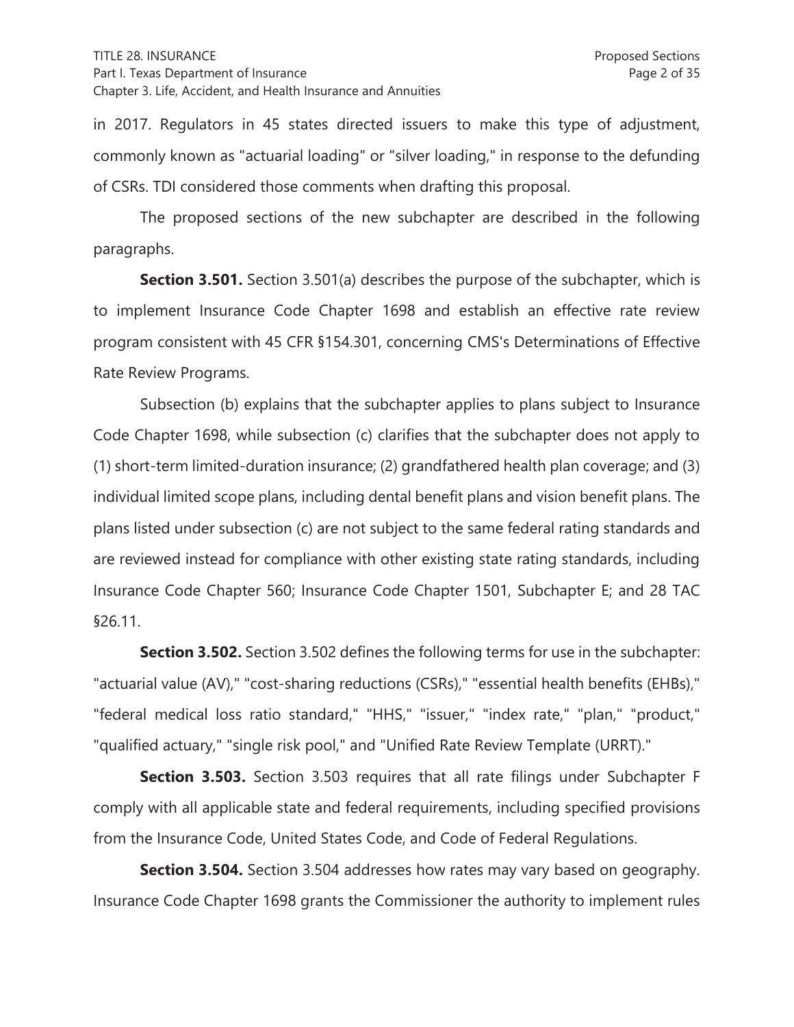in 2017. Regulators in 45 states directed issuers to make this type of adjustment, commonly known as "actuarial loading" or "silver loading," in response to the defunding of CSRs. TDI considered those comments when drafting this proposal.

The proposed sections of the new subchapter are described in the following paragraphs.

**Section 3.501.** Section 3.501(a) describes the purpose of the subchapter, which is to implement Insurance Code Chapter 1698 and establish an effective rate review program consistent with 45 CFR §154.301, concerning CMS's Determinations of Effective Rate Review Programs.

Subsection (b) explains that the subchapter applies to plans subject to Insurance Code Chapter 1698, while subsection (c) clarifies that the subchapter does not apply to (1) short-term limited-duration insurance; (2) grandfathered health plan coverage; and (3) individual limited scope plans, including dental benefit plans and vision benefit plans. The plans listed under subsection (c) are not subject to the same federal rating standards and are reviewed instead for compliance with other existing state rating standards, including Insurance Code Chapter 560; Insurance Code Chapter 1501, Subchapter E; and 28 TAC §26.11.

**Section 3.502.** Section 3.502 defines the following terms for use in the subchapter: "actuarial value (AV)," "cost-sharing reductions (CSRs)," "essential health benefits (EHBs)," "federal medical loss ratio standard," "HHS," "issuer," "index rate," "plan," "product," "qualified actuary," "single risk pool," and "Unified Rate Review Template (URRT)."

**Section 3.503.** Section 3.503 requires that all rate filings under Subchapter F comply with all applicable state and federal requirements, including specified provisions from the Insurance Code, United States Code, and Code of Federal Regulations.

**Section 3.504.** Section 3.504 addresses how rates may vary based on geography. Insurance Code Chapter 1698 grants the Commissioner the authority to implement rules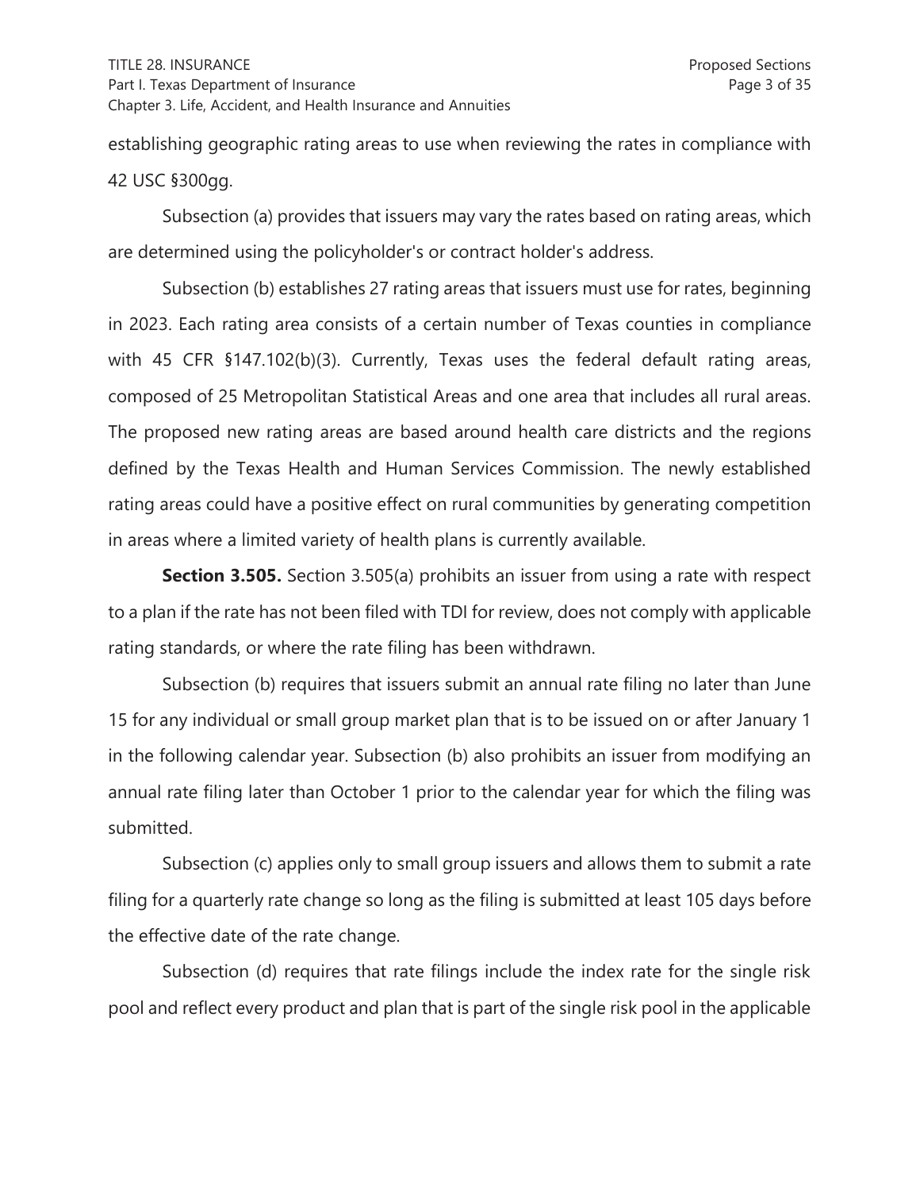establishing geographic rating areas to use when reviewing the rates in compliance with 42 USC §300gg.

Subsection (a) provides that issuers may vary the rates based on rating areas, which are determined using the policyholder's or contract holder's address.

Subsection (b) establishes 27 rating areas that issuers must use for rates, beginning in 2023. Each rating area consists of a certain number of Texas counties in compliance with 45 CFR §147.102(b)(3). Currently, Texas uses the federal default rating areas, composed of 25 Metropolitan Statistical Areas and one area that includes all rural areas. The proposed new rating areas are based around health care districts and the regions defined by the Texas Health and Human Services Commission. The newly established rating areas could have a positive effect on rural communities by generating competition in areas where a limited variety of health plans is currently available.

**Section 3.505.** Section 3.505(a) prohibits an issuer from using a rate with respect to a plan if the rate has not been filed with TDI for review, does not comply with applicable rating standards, or where the rate filing has been withdrawn.

Subsection (b) requires that issuers submit an annual rate filing no later than June 15 for any individual or small group market plan that is to be issued on or after January 1 in the following calendar year. Subsection (b) also prohibits an issuer from modifying an annual rate filing later than October 1 prior to the calendar year for which the filing was submitted.

Subsection (c) applies only to small group issuers and allows them to submit a rate filing for a quarterly rate change so long as the filing is submitted at least 105 days before the effective date of the rate change.

Subsection (d) requires that rate filings include the index rate for the single risk pool and reflect every product and plan that is part of the single risk pool in the applicable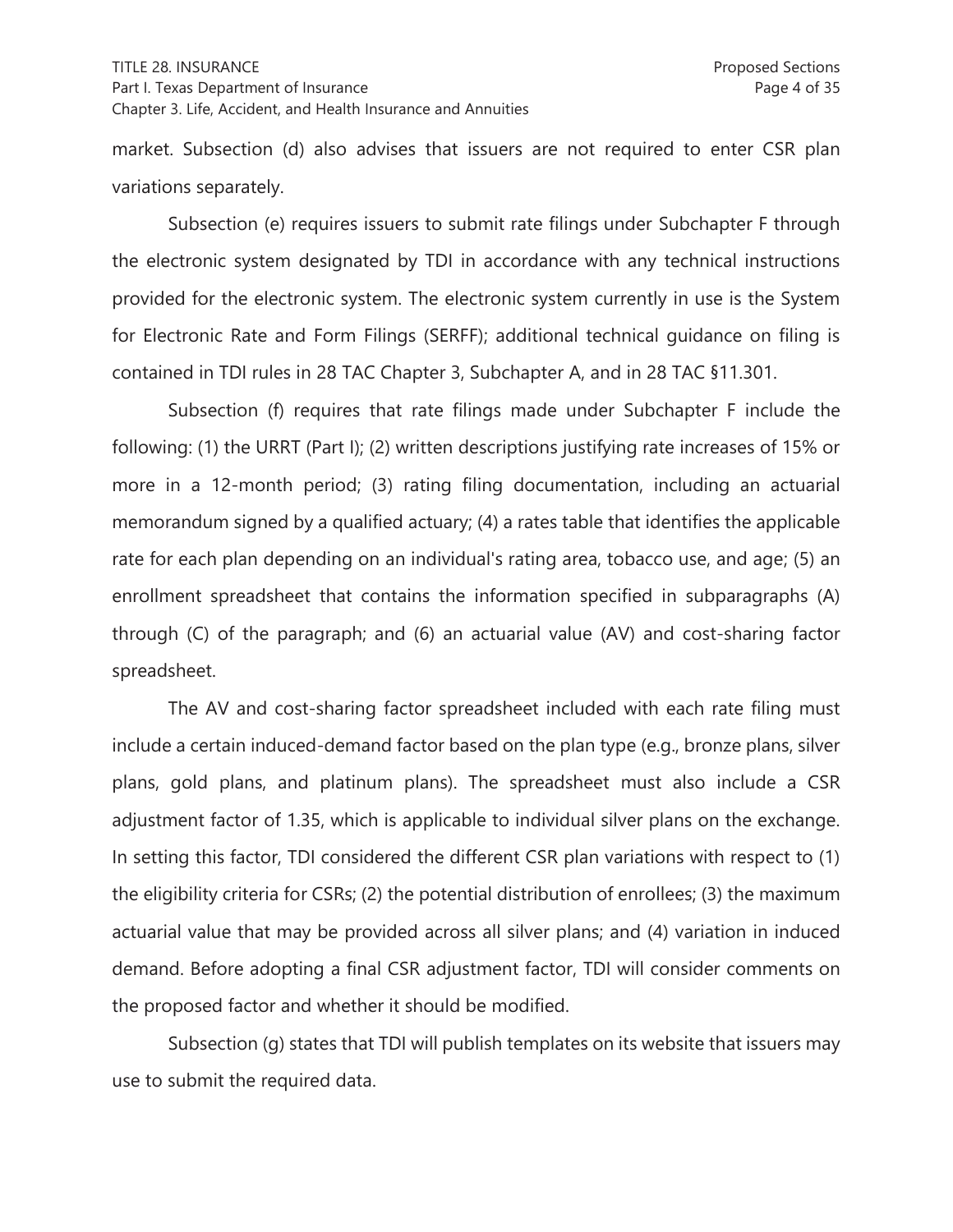market. Subsection (d) also advises that issuers are not required to enter CSR plan variations separately.

Subsection (e) requires issuers to submit rate filings under Subchapter F through the electronic system designated by TDI in accordance with any technical instructions provided for the electronic system. The electronic system currently in use is the System for Electronic Rate and Form Filings (SERFF); additional technical guidance on filing is contained in TDI rules in 28 TAC Chapter 3, Subchapter A, and in 28 TAC §11.301.

Subsection (f) requires that rate filings made under Subchapter F include the following: (1) the URRT (Part I); (2) written descriptions justifying rate increases of 15% or more in a 12-month period; (3) rating filing documentation, including an actuarial memorandum signed by a qualified actuary; (4) a rates table that identifies the applicable rate for each plan depending on an individual's rating area, tobacco use, and age; (5) an enrollment spreadsheet that contains the information specified in subparagraphs (A) through (C) of the paragraph; and (6) an actuarial value (AV) and cost-sharing factor spreadsheet.

The AV and cost-sharing factor spreadsheet included with each rate filing must include a certain induced-demand factor based on the plan type (e.g., bronze plans, silver plans, gold plans, and platinum plans). The spreadsheet must also include a CSR adjustment factor of 1.35, which is applicable to individual silver plans on the exchange. In setting this factor, TDI considered the different CSR plan variations with respect to (1) the eligibility criteria for CSRs; (2) the potential distribution of enrollees; (3) the maximum actuarial value that may be provided across all silver plans; and (4) variation in induced demand. Before adopting a final CSR adjustment factor, TDI will consider comments on the proposed factor and whether it should be modified.

Subsection (g) states that TDI will publish templates on its website that issuers may use to submit the required data.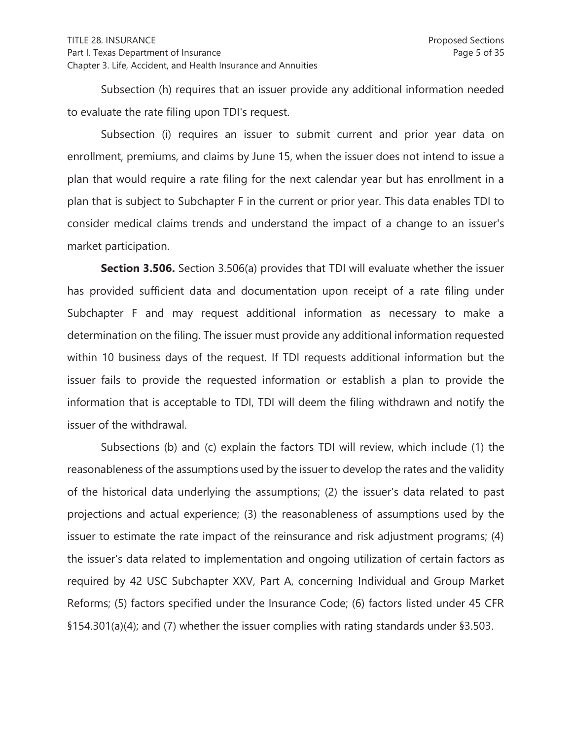Subsection (h) requires that an issuer provide any additional information needed to evaluate the rate filing upon TDI's request.

Subsection (i) requires an issuer to submit current and prior year data on enrollment, premiums, and claims by June 15, when the issuer does not intend to issue a plan that would require a rate filing for the next calendar year but has enrollment in a plan that is subject to Subchapter F in the current or prior year. This data enables TDI to consider medical claims trends and understand the impact of a change to an issuer's market participation.

**Section 3.506.** Section 3.506(a) provides that TDI will evaluate whether the issuer has provided sufficient data and documentation upon receipt of a rate filing under Subchapter F and may request additional information as necessary to make a determination on the filing. The issuer must provide any additional information requested within 10 business days of the request. If TDI requests additional information but the issuer fails to provide the requested information or establish a plan to provide the information that is acceptable to TDI, TDI will deem the filing withdrawn and notify the issuer of the withdrawal.

Subsections (b) and (c) explain the factors TDI will review, which include (1) the reasonableness of the assumptions used by the issuer to develop the rates and the validity of the historical data underlying the assumptions; (2) the issuer's data related to past projections and actual experience; (3) the reasonableness of assumptions used by the issuer to estimate the rate impact of the reinsurance and risk adjustment programs; (4) the issuer's data related to implementation and ongoing utilization of certain factors as required by 42 USC Subchapter XXV, Part A, concerning Individual and Group Market Reforms; (5) factors specified under the Insurance Code; (6) factors listed under 45 CFR §154.301(a)(4); and (7) whether the issuer complies with rating standards under §3.503.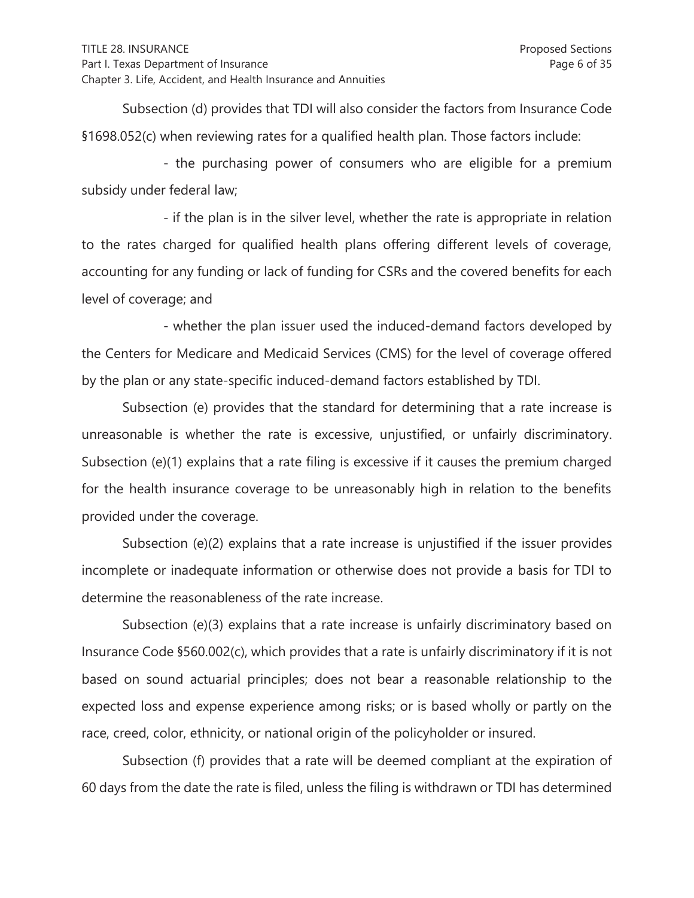Subsection (d) provides that TDI will also consider the factors from Insurance Code §1698.052(c) when reviewing rates for a qualified health plan. Those factors include:

- the purchasing power of consumers who are eligible for a premium subsidy under federal law;

- if the plan is in the silver level, whether the rate is appropriate in relation to the rates charged for qualified health plans offering different levels of coverage, accounting for any funding or lack of funding for CSRs and the covered benefits for each level of coverage; and

- whether the plan issuer used the induced-demand factors developed by the Centers for Medicare and Medicaid Services (CMS) for the level of coverage offered by the plan or any state-specific induced-demand factors established by TDI.

Subsection (e) provides that the standard for determining that a rate increase is unreasonable is whether the rate is excessive, unjustified, or unfairly discriminatory. Subsection (e)(1) explains that a rate filing is excessive if it causes the premium charged for the health insurance coverage to be unreasonably high in relation to the benefits provided under the coverage.

Subsection (e)(2) explains that a rate increase is unjustified if the issuer provides incomplete or inadequate information or otherwise does not provide a basis for TDI to determine the reasonableness of the rate increase.

Subsection (e)(3) explains that a rate increase is unfairly discriminatory based on Insurance Code §560.002(c), which provides that a rate is unfairly discriminatory if it is not based on sound actuarial principles; does not bear a reasonable relationship to the expected loss and expense experience among risks; or is based wholly or partly on the race, creed, color, ethnicity, or national origin of the policyholder or insured.

Subsection (f) provides that a rate will be deemed compliant at the expiration of 60 days from the date the rate is filed, unless the filing is withdrawn or TDI has determined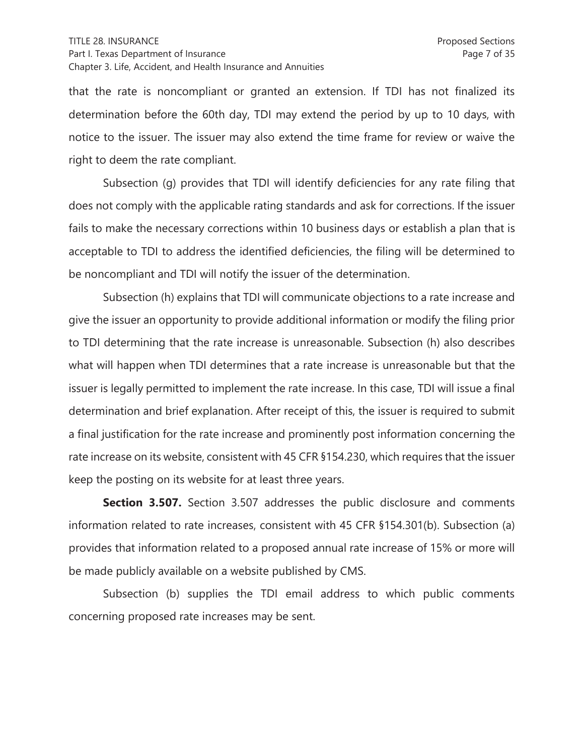that the rate is noncompliant or granted an extension. If TDI has not finalized its determination before the 60th day, TDI may extend the period by up to 10 days, with notice to the issuer. The issuer may also extend the time frame for review or waive the right to deem the rate compliant.

Subsection (g) provides that TDI will identify deficiencies for any rate filing that does not comply with the applicable rating standards and ask for corrections. If the issuer fails to make the necessary corrections within 10 business days or establish a plan that is acceptable to TDI to address the identified deficiencies, the filing will be determined to be noncompliant and TDI will notify the issuer of the determination.

Subsection (h) explains that TDI will communicate objections to a rate increase and give the issuer an opportunity to provide additional information or modify the filing prior to TDI determining that the rate increase is unreasonable. Subsection (h) also describes what will happen when TDI determines that a rate increase is unreasonable but that the issuer is legally permitted to implement the rate increase. In this case, TDI will issue a final determination and brief explanation. After receipt of this, the issuer is required to submit a final justification for the rate increase and prominently post information concerning the rate increase on its website, consistent with 45 CFR §154.230, which requires that the issuer keep the posting on its website for at least three years.

**Section 3.507.** Section 3.507 addresses the public disclosure and comments information related to rate increases, consistent with 45 CFR §154.301(b). Subsection (a) provides that information related to a proposed annual rate increase of 15% or more will be made publicly available on a website published by CMS.

Subsection (b) supplies the TDI email address to which public comments concerning proposed rate increases may be sent.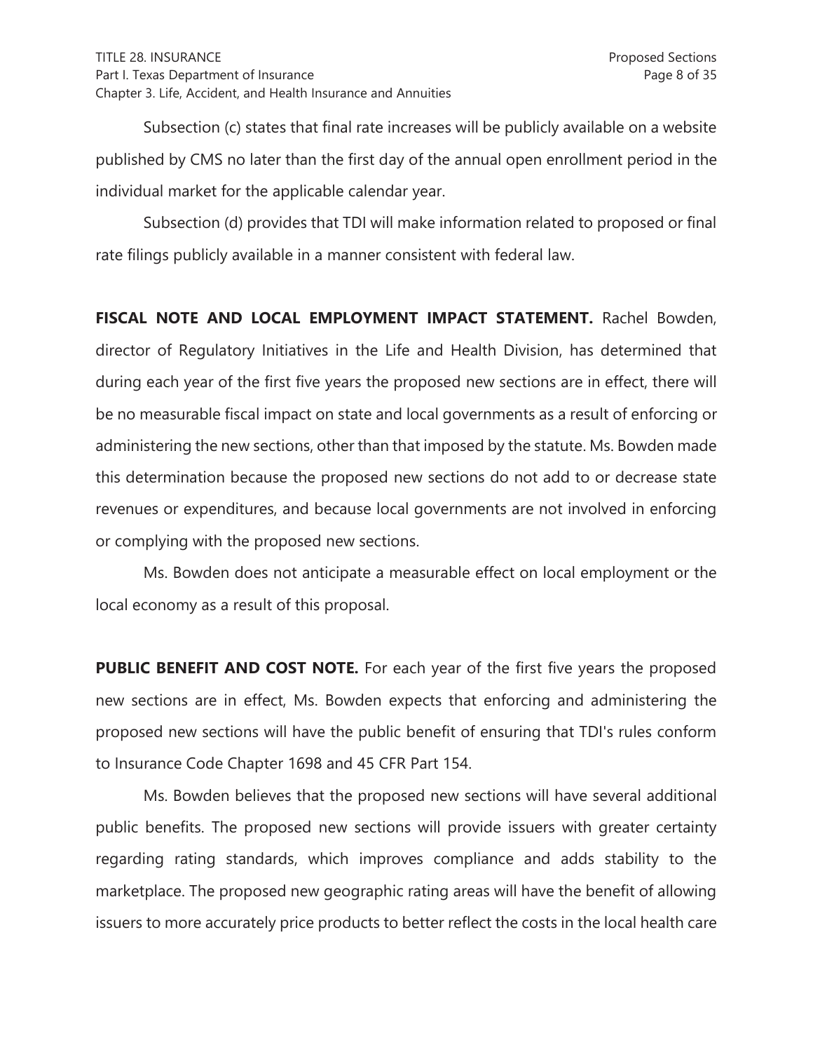Subsection (c) states that final rate increases will be publicly available on a website published by CMS no later than the first day of the annual open enrollment period in the individual market for the applicable calendar year.

Subsection (d) provides that TDI will make information related to proposed or final rate filings publicly available in a manner consistent with federal law.

**FISCAL NOTE AND LOCAL EMPLOYMENT IMPACT STATEMENT.** Rachel Bowden, director of Regulatory Initiatives in the Life and Health Division, has determined that during each year of the first five years the proposed new sections are in effect, there will be no measurable fiscal impact on state and local governments as a result of enforcing or administering the new sections, other than that imposed by the statute. Ms. Bowden made this determination because the proposed new sections do not add to or decrease state revenues or expenditures, and because local governments are not involved in enforcing or complying with the proposed new sections.

Ms. Bowden does not anticipate a measurable effect on local employment or the local economy as a result of this proposal.

**PUBLIC BENEFIT AND COST NOTE.** For each year of the first five years the proposed new sections are in effect, Ms. Bowden expects that enforcing and administering the proposed new sections will have the public benefit of ensuring that TDI's rules conform to Insurance Code Chapter 1698 and 45 CFR Part 154.

Ms. Bowden believes that the proposed new sections will have several additional public benefits. The proposed new sections will provide issuers with greater certainty regarding rating standards, which improves compliance and adds stability to the marketplace. The proposed new geographic rating areas will have the benefit of allowing issuers to more accurately price products to better reflect the costs in the local health care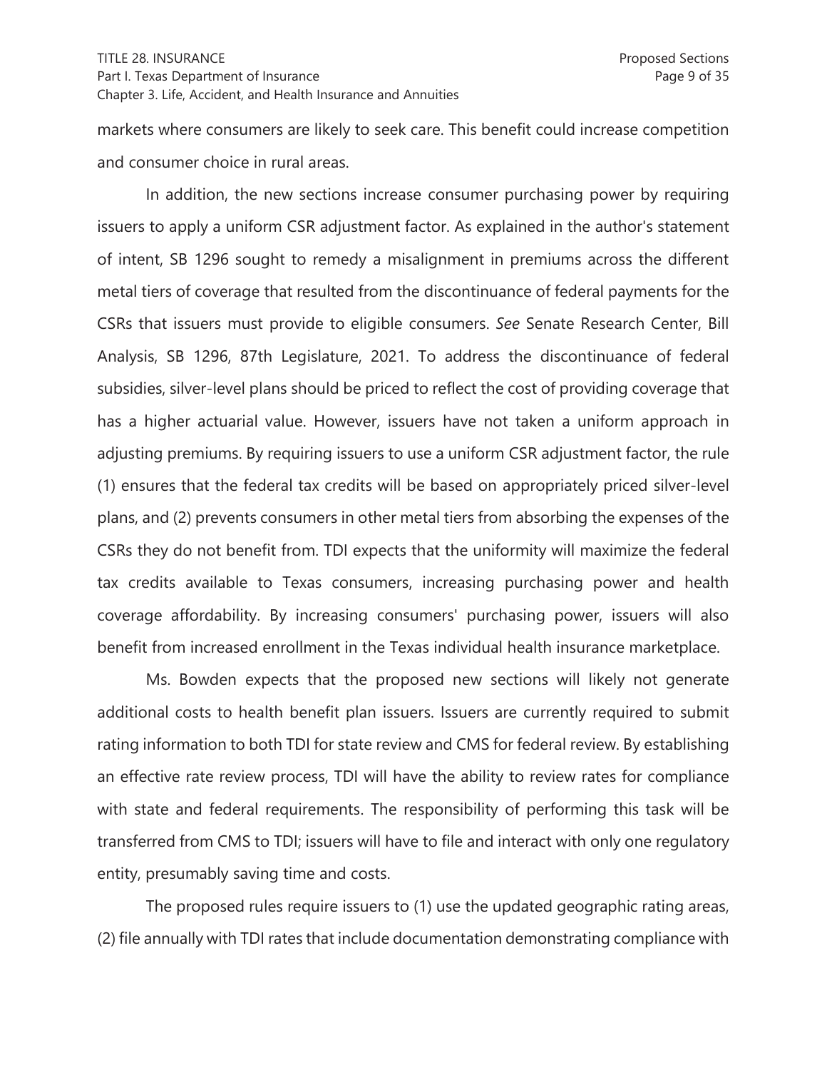markets where consumers are likely to seek care. This benefit could increase competition and consumer choice in rural areas.

In addition, the new sections increase consumer purchasing power by requiring issuers to apply a uniform CSR adjustment factor. As explained in the author's statement of intent, SB 1296 sought to remedy a misalignment in premiums across the different metal tiers of coverage that resulted from the discontinuance of federal payments for the CSRs that issuers must provide to eligible consumers. *See* Senate Research Center, Bill Analysis, SB 1296, 87th Legislature, 2021. To address the discontinuance of federal subsidies, silver-level plans should be priced to reflect the cost of providing coverage that has a higher actuarial value. However, issuers have not taken a uniform approach in adjusting premiums. By requiring issuers to use a uniform CSR adjustment factor, the rule (1) ensures that the federal tax credits will be based on appropriately priced silver-level plans, and (2) prevents consumers in other metal tiers from absorbing the expenses of the CSRs they do not benefit from. TDI expects that the uniformity will maximize the federal tax credits available to Texas consumers, increasing purchasing power and health coverage affordability. By increasing consumers' purchasing power, issuers will also benefit from increased enrollment in the Texas individual health insurance marketplace.

Ms. Bowden expects that the proposed new sections will likely not generate additional costs to health benefit plan issuers. Issuers are currently required to submit rating information to both TDI for state review and CMS for federal review. By establishing an effective rate review process, TDI will have the ability to review rates for compliance with state and federal requirements. The responsibility of performing this task will be transferred from CMS to TDI; issuers will have to file and interact with only one regulatory entity, presumably saving time and costs.

The proposed rules require issuers to (1) use the updated geographic rating areas, (2) file annually with TDI rates that include documentation demonstrating compliance with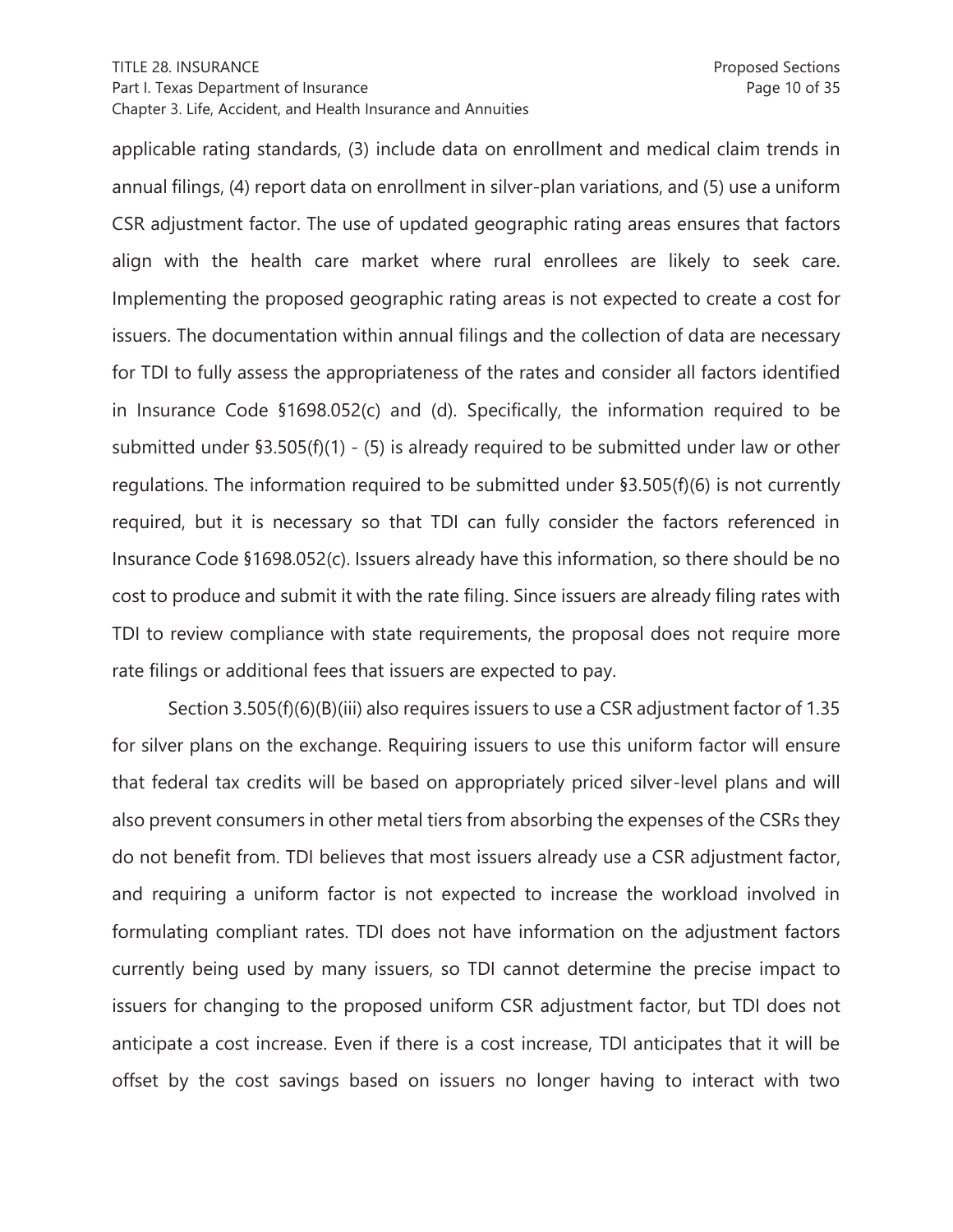applicable rating standards, (3) include data on enrollment and medical claim trends in annual filings, (4) report data on enrollment in silver-plan variations, and (5) use a uniform CSR adjustment factor. The use of updated geographic rating areas ensures that factors align with the health care market where rural enrollees are likely to seek care. Implementing the proposed geographic rating areas is not expected to create a cost for issuers. The documentation within annual filings and the collection of data are necessary for TDI to fully assess the appropriateness of the rates and consider all factors identified in Insurance Code §1698.052(c) and (d). Specifically, the information required to be submitted under §3.505(f)(1) - (5) is already required to be submitted under law or other regulations. The information required to be submitted under §3.505(f)(6) is not currently required, but it is necessary so that TDI can fully consider the factors referenced in Insurance Code §1698.052(c). Issuers already have this information, so there should be no cost to produce and submit it with the rate filing. Since issuers are already filing rates with TDI to review compliance with state requirements, the proposal does not require more rate filings or additional fees that issuers are expected to pay.

Section 3.505(f)(6)(B)(iii) also requires issuers to use a CSR adjustment factor of 1.35 for silver plans on the exchange. Requiring issuers to use this uniform factor will ensure that federal tax credits will be based on appropriately priced silver-level plans and will also prevent consumers in other metal tiers from absorbing the expenses of the CSRs they do not benefit from. TDI believes that most issuers already use a CSR adjustment factor, and requiring a uniform factor is not expected to increase the workload involved in formulating compliant rates. TDI does not have information on the adjustment factors currently being used by many issuers, so TDI cannot determine the precise impact to issuers for changing to the proposed uniform CSR adjustment factor, but TDI does not anticipate a cost increase. Even if there is a cost increase, TDI anticipates that it will be offset by the cost savings based on issuers no longer having to interact with two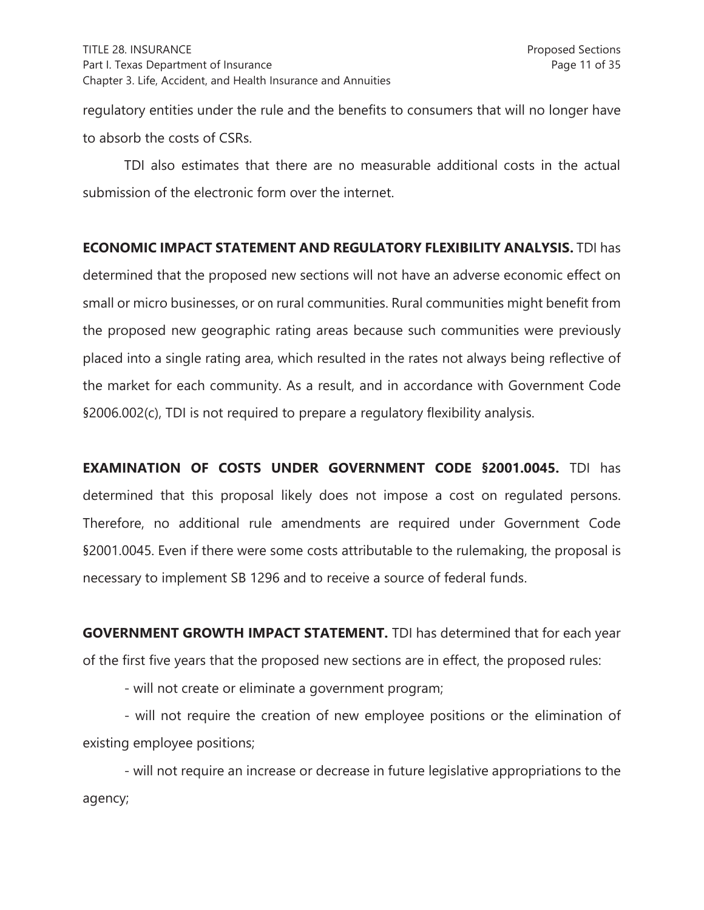regulatory entities under the rule and the benefits to consumers that will no longer have to absorb the costs of CSRs.

TDI also estimates that there are no measurable additional costs in the actual submission of the electronic form over the internet.

**ECONOMIC IMPACT STATEMENT AND REGULATORY FLEXIBILITY ANALYSIS.** TDI has determined that the proposed new sections will not have an adverse economic effect on small or micro businesses, or on rural communities. Rural communities might benefit from the proposed new geographic rating areas because such communities were previously placed into a single rating area, which resulted in the rates not always being reflective of the market for each community. As a result, and in accordance with Government Code §2006.002(c), TDI is not required to prepare a regulatory flexibility analysis.

**EXAMINATION OF COSTS UNDER GOVERNMENT CODE §2001.0045.** TDI has determined that this proposal likely does not impose a cost on regulated persons. Therefore, no additional rule amendments are required under Government Code §2001.0045. Even if there were some costs attributable to the rulemaking, the proposal is necessary to implement SB 1296 and to receive a source of federal funds.

**GOVERNMENT GROWTH IMPACT STATEMENT.** TDI has determined that for each year of the first five years that the proposed new sections are in effect, the proposed rules:

- will not create or eliminate a government program;

- will not require the creation of new employee positions or the elimination of existing employee positions;

- will not require an increase or decrease in future legislative appropriations to the agency;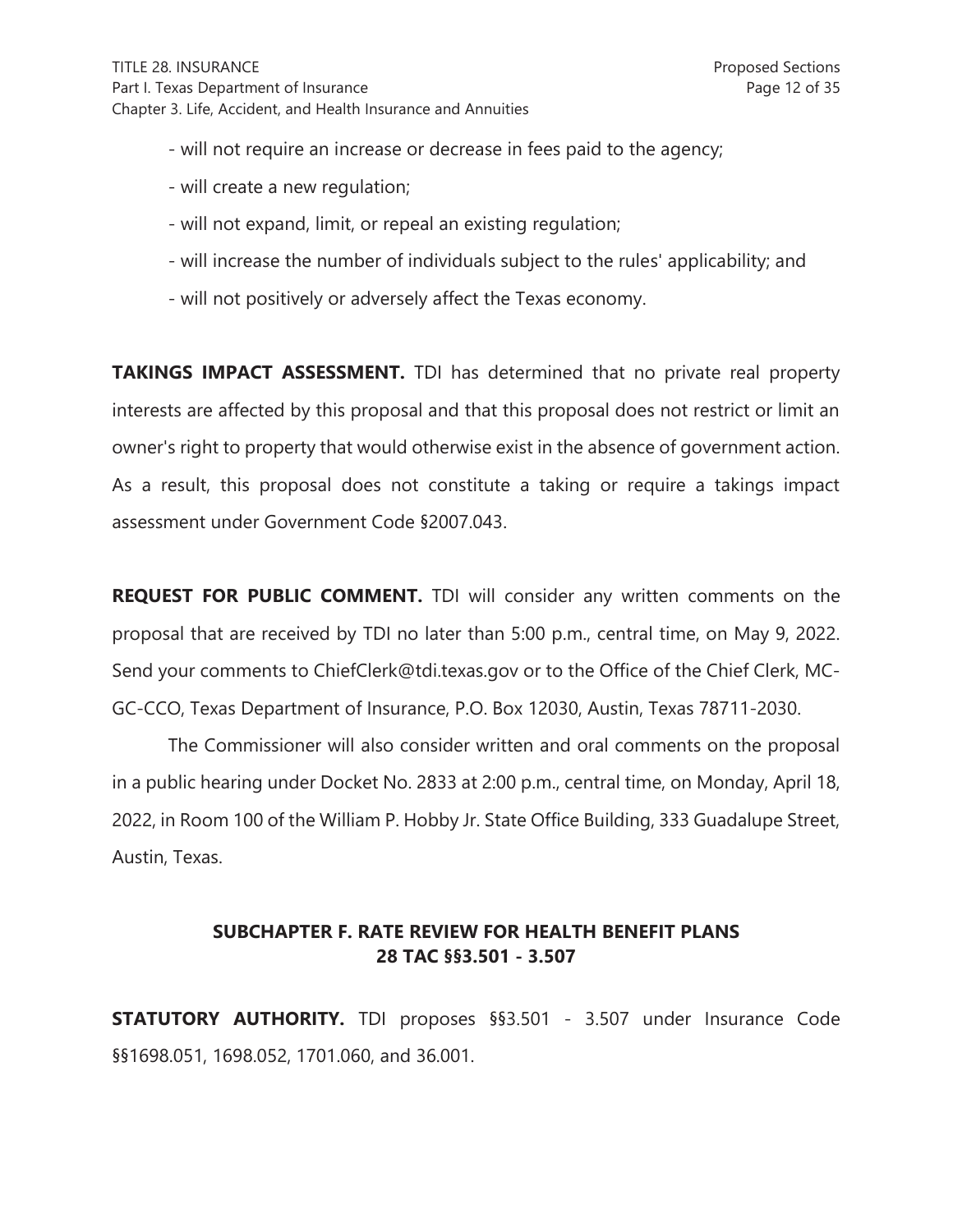- will not require an increase or decrease in fees paid to the agency;
- will create a new regulation;
- will not expand, limit, or repeal an existing regulation;
- will increase the number of individuals subject to the rules' applicability; and
- will not positively or adversely affect the Texas economy.

**TAKINGS IMPACT ASSESSMENT.** TDI has determined that no private real property interests are affected by this proposal and that this proposal does not restrict or limit an owner's right to property that would otherwise exist in the absence of government action. As a result, this proposal does not constitute a taking or require a takings impact assessment under Government Code §2007.043.

**REQUEST FOR PUBLIC COMMENT.** TDI will consider any written comments on the proposal that are received by TDI no later than 5:00 p.m., central time, on May 9, 2022. Send your comments to ChiefClerk@tdi.texas.gov or to the Office of the Chief Clerk, MC-GC-CCO, Texas Department of Insurance, P.O. Box 12030, Austin, Texas 78711-2030.

The Commissioner will also consider written and oral comments on the proposal in a public hearing under Docket No. 2833 at 2:00 p.m., central time, on Monday, April 18, 2022, in Room 100 of the William P. Hobby Jr. State Office Building, 333 Guadalupe Street, Austin, Texas.

## SUBCHAPTER F. RATE REVIEW FOR HEALTH BENEFIT PLANS
## 28 TAC §§3.501 - 3.507

**STATUTORY AUTHORITY.** TDI proposes §§3.501 - 3.507 under Insurance Code §§1698.051, 1698.052, 1701.060, and 36.001.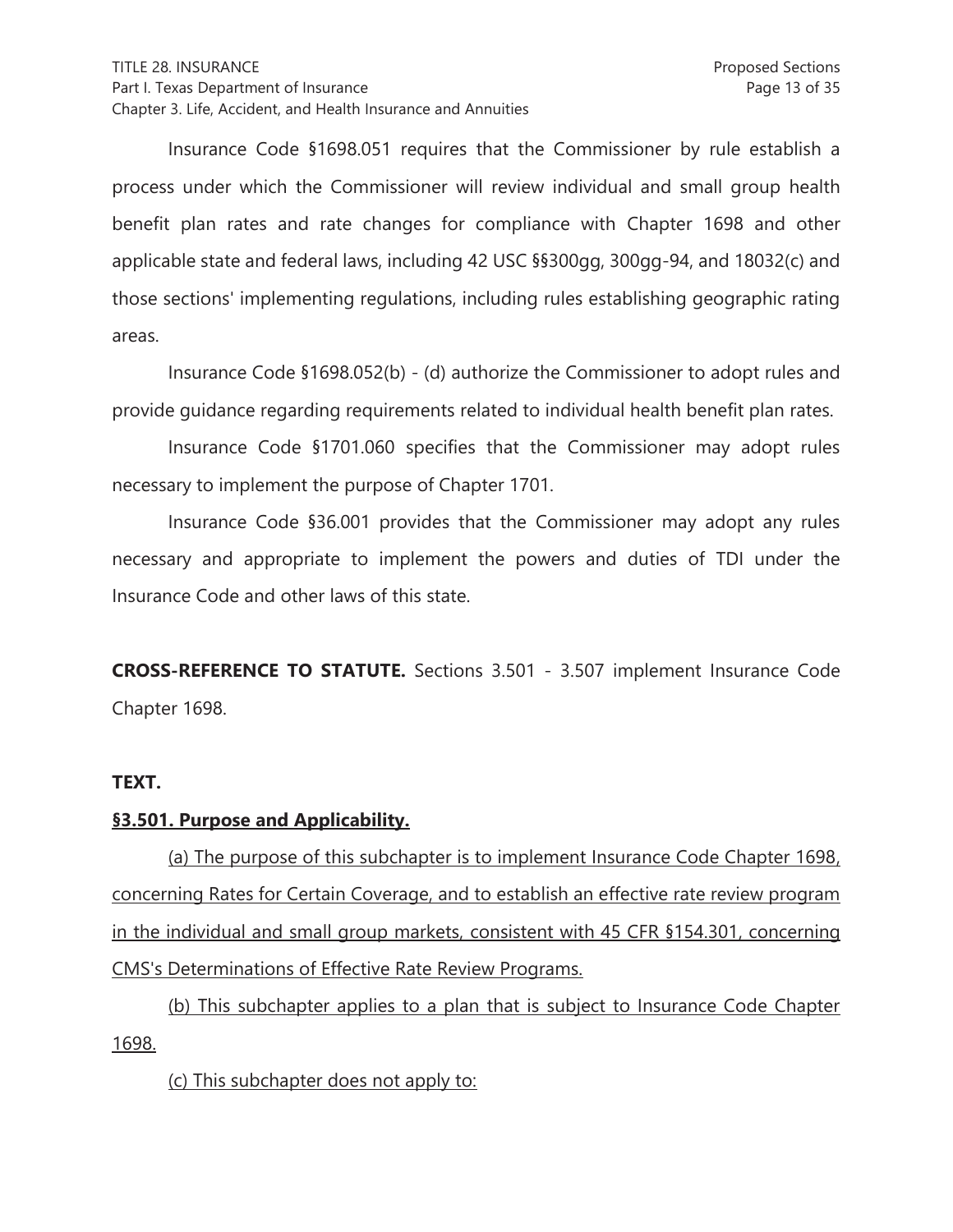Insurance Code §1698.051 requires that the Commissioner by rule establish a process under which the Commissioner will review individual and small group health benefit plan rates and rate changes for compliance with Chapter 1698 and other applicable state and federal laws, including 42 USC §§300gg, 300gg-94, and 18032(c) and those sections' implementing regulations, including rules establishing geographic rating areas.

Insurance Code §1698.052(b) - (d) authorize the Commissioner to adopt rules and provide guidance regarding requirements related to individual health benefit plan rates.

Insurance Code §1701.060 specifies that the Commissioner may adopt rules necessary to implement the purpose of Chapter 1701.

Insurance Code §36.001 provides that the Commissioner may adopt any rules necessary and appropriate to implement the powers and duties of TDI under the Insurance Code and other laws of this state.

**CROSS-REFERENCE TO STATUTE.** Sections 3.501 - 3.507 implement Insurance Code Chapter 1698.

**TEXT.**

**§3.501. Purpose and Applicability.**

(a) The purpose of this subchapter is to implement Insurance Code Chapter 1698, concerning Rates for Certain Coverage, and to establish an effective rate review program in the individual and small group markets, consistent with 45 CFR §154.301, concerning CMS's Determinations of Effective Rate Review Programs.

(b) This subchapter applies to a plan that is subject to Insurance Code Chapter 1698.

(c) This subchapter does not apply to: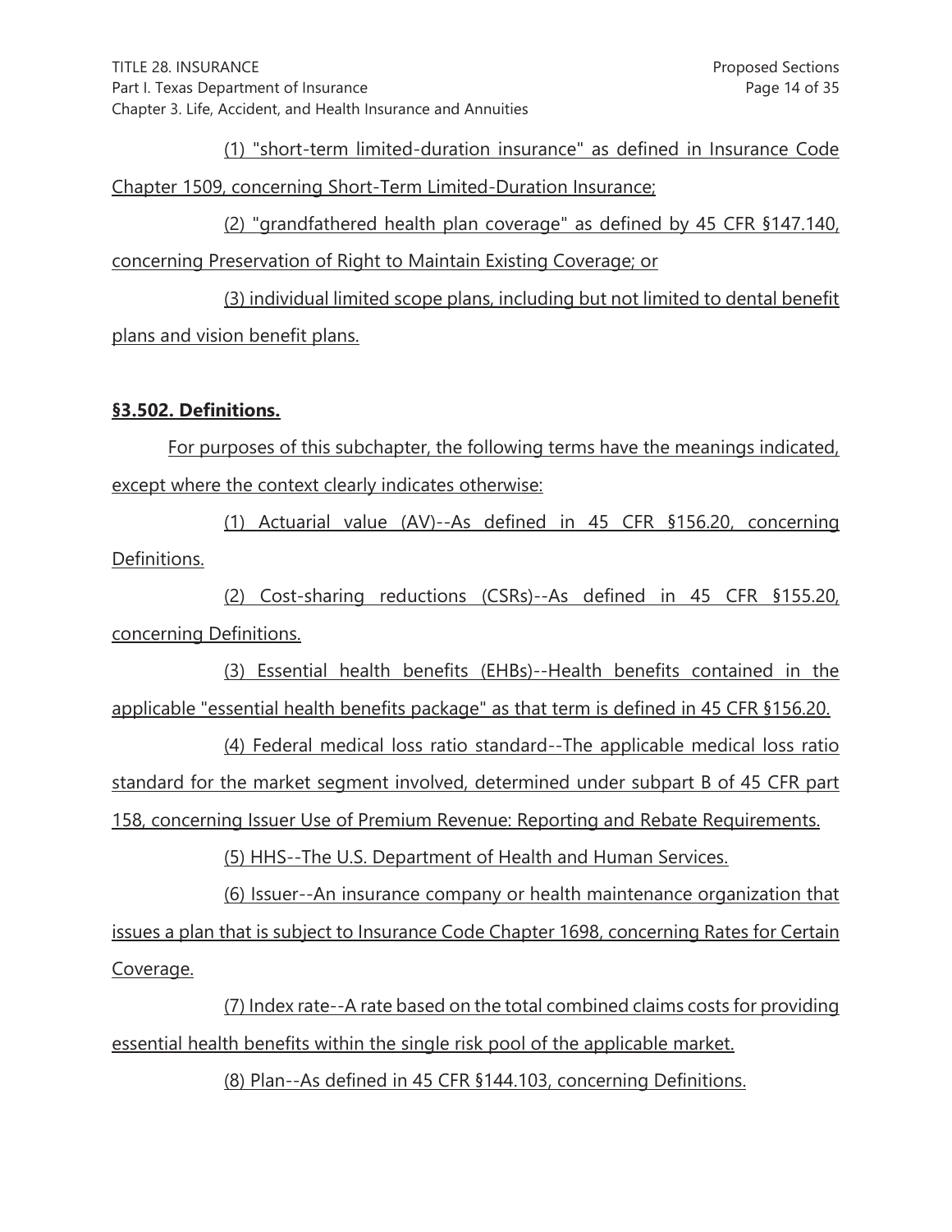(1) "short-term limited-duration insurance" as defined in Insurance Code Chapter 1509, concerning Short-Term Limited-Duration Insurance;

(2) "grandfathered health plan coverage" as defined by 45 CFR §147.140, concerning Preservation of Right to Maintain Existing Coverage; or

(3) individual limited scope plans, including but not limited to dental benefit plans and vision benefit plans.

**§3.502. Definitions.**

For purposes of this subchapter, the following terms have the meanings indicated, except where the context clearly indicates otherwise:

(1) Actuarial value (AV)--As defined in 45 CFR §156.20, concerning Definitions.

(2) Cost-sharing reductions (CSRs)--As defined in 45 CFR §155.20, concerning Definitions.

(3) Essential health benefits (EHBs)--Health benefits contained in the applicable "essential health benefits package" as that term is defined in 45 CFR §156.20.

(4) Federal medical loss ratio standard--The applicable medical loss ratio standard for the market segment involved, determined under subpart B of 45 CFR part 158, concerning Issuer Use of Premium Revenue: Reporting and Rebate Requirements.

(5) HHS--The U.S. Department of Health and Human Services.

(6) Issuer--An insurance company or health maintenance organization that issues a plan that is subject to Insurance Code Chapter 1698, concerning Rates for Certain Coverage.

(7) Index rate--A rate based on the total combined claims costs for providing essential health benefits within the single risk pool of the applicable market.

(8) Plan--As defined in 45 CFR §144.103, concerning Definitions.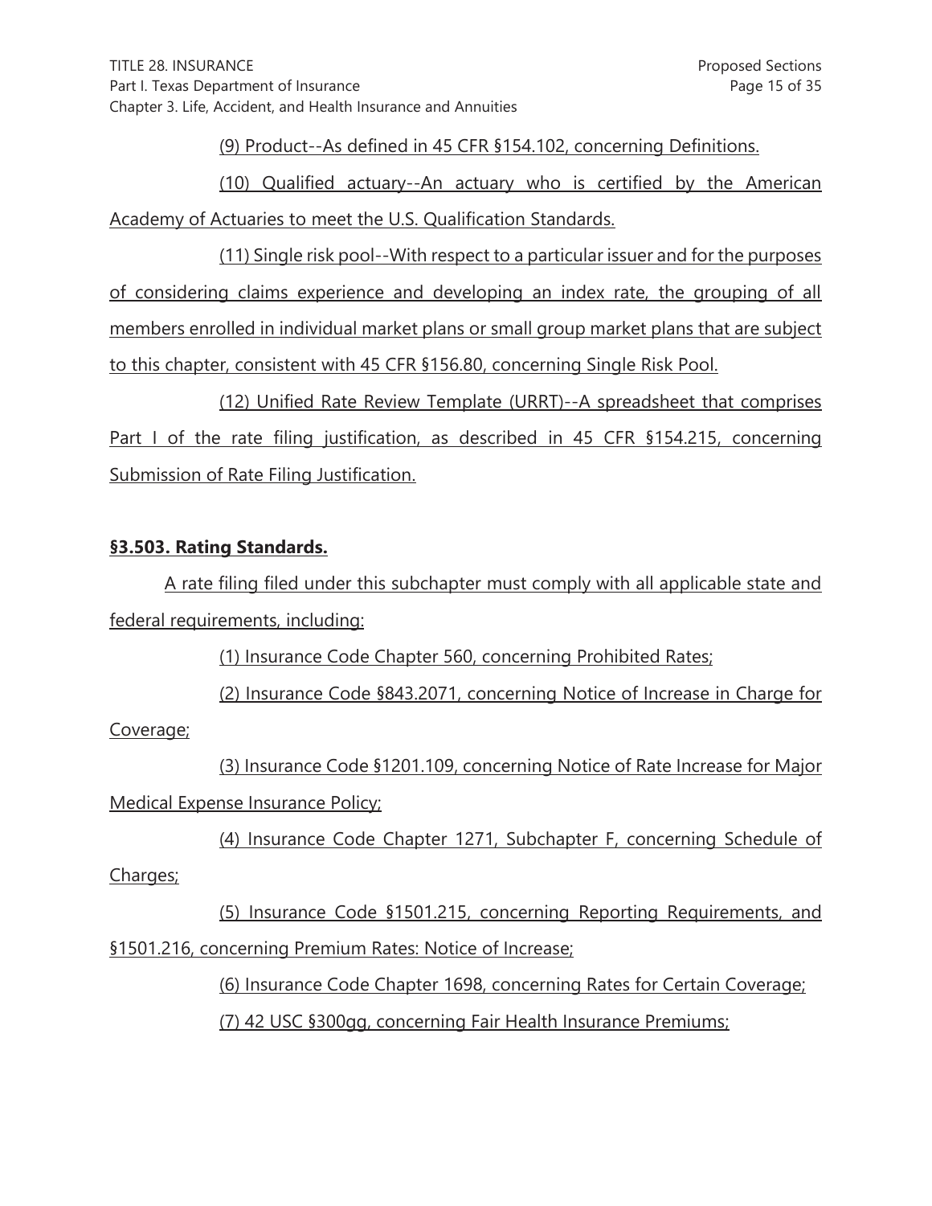(9) Product--As defined in 45 CFR §154.102, concerning Definitions.

(10) Qualified actuary--An actuary who is certified by the American Academy of Actuaries to meet the U.S. Qualification Standards.

(11) Single risk pool--With respect to a particular issuer and for the purposes of considering claims experience and developing an index rate, the grouping of all members enrolled in individual market plans or small group market plans that are subject to this chapter, consistent with 45 CFR §156.80, concerning Single Risk Pool.

(12) Unified Rate Review Template (URRT)--A spreadsheet that comprises Part I of the rate filing justification, as described in 45 CFR §154.215, concerning Submission of Rate Filing Justification.

**§3.503. Rating Standards.**

A rate filing filed under this subchapter must comply with all applicable state and federal requirements, including:

(1) Insurance Code Chapter 560, concerning Prohibited Rates;

(2) Insurance Code §843.2071, concerning Notice of Increase in Charge for Coverage;

(3) Insurance Code §1201.109, concerning Notice of Rate Increase for Major Medical Expense Insurance Policy;

(4) Insurance Code Chapter 1271, Subchapter F, concerning Schedule of Charges;

(5) Insurance Code §1501.215, concerning Reporting Requirements, and §1501.216, concerning Premium Rates: Notice of Increase;

(6) Insurance Code Chapter 1698, concerning Rates for Certain Coverage;

(7) 42 USC §300gg, concerning Fair Health Insurance Premiums;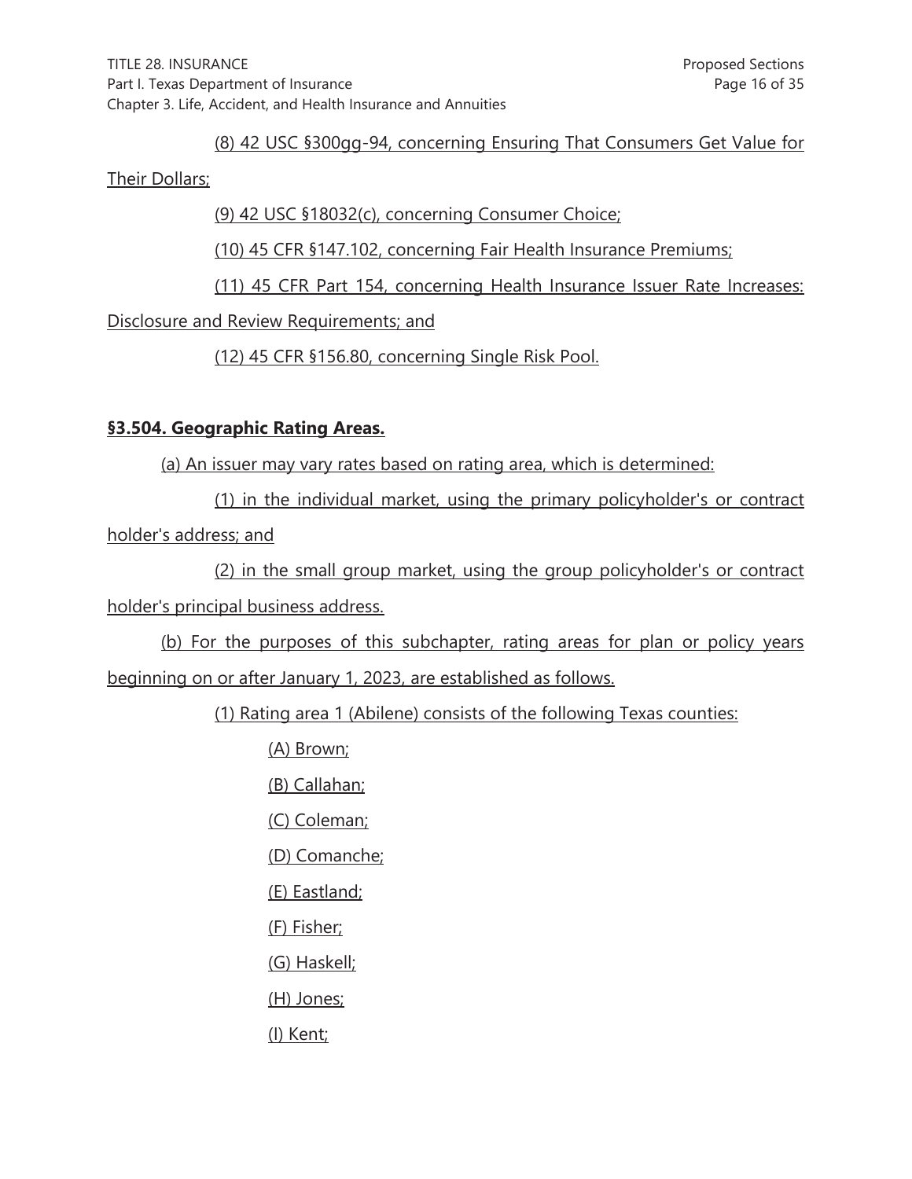(8) 42 USC §300gg-94, concerning Ensuring That Consumers Get Value for Their Dollars;

(9) 42 USC §18032(c), concerning Consumer Choice;

(10) 45 CFR §147.102, concerning Fair Health Insurance Premiums;

(11) 45 CFR Part 154, concerning Health Insurance Issuer Rate Increases: Disclosure and Review Requirements; and

(12) 45 CFR §156.80, concerning Single Risk Pool.

**§3.504. Geographic Rating Areas.**

(a) An issuer may vary rates based on rating area, which is determined:

(1) in the individual market, using the primary policyholder's or contract holder's address; and

(2) in the small group market, using the group policyholder's or contract holder's principal business address.

(b) For the purposes of this subchapter, rating areas for plan or policy years beginning on or after January 1, 2023, are established as follows.

(1) Rating area 1 (Abilene) consists of the following Texas counties:

(A) Brown;

(B) Callahan;

(C) Coleman;

(D) Comanche;

(E) Eastland;

(F) Fisher;

(G) Haskell;

(H) Jones;

(I) Kent;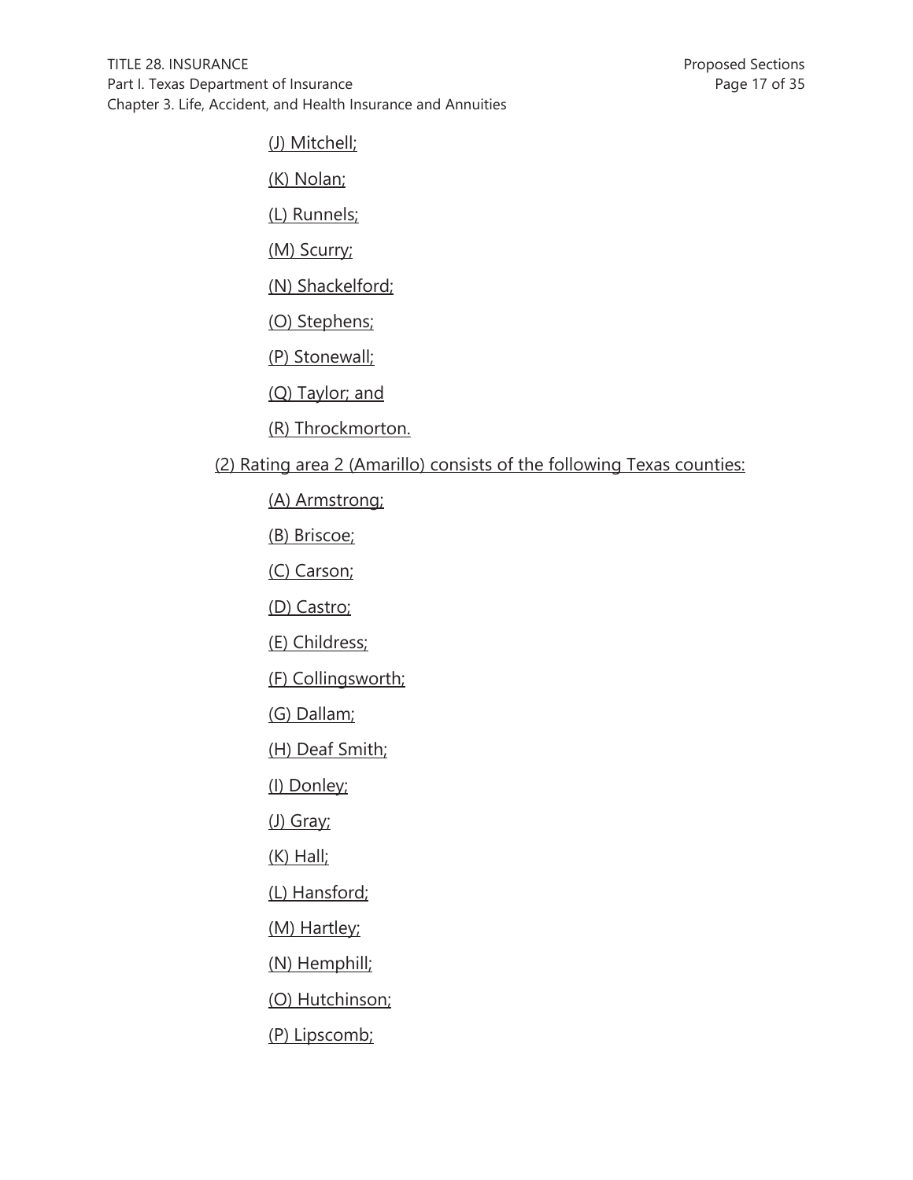(J) Mitchell;

(K) Nolan;

(L) Runnels;

(M) Scurry;

(N) Shackelford;

(O) Stephens;

(P) Stonewall;

(Q) Taylor; and

(R) Throckmorton.

(2) Rating area 2 (Amarillo) consists of the following Texas counties:

(A) Armstrong;

(B) Briscoe;

(C) Carson;

(D) Castro;

(E) Childress;

(F) Collingsworth;

(G) Dallam;

(H) Deaf Smith;

(I) Donley;

(J) Gray;

(K) Hall;

(L) Hansford;

(M) Hartley;

(N) Hemphill;

(O) Hutchinson;

(P) Lipscomb;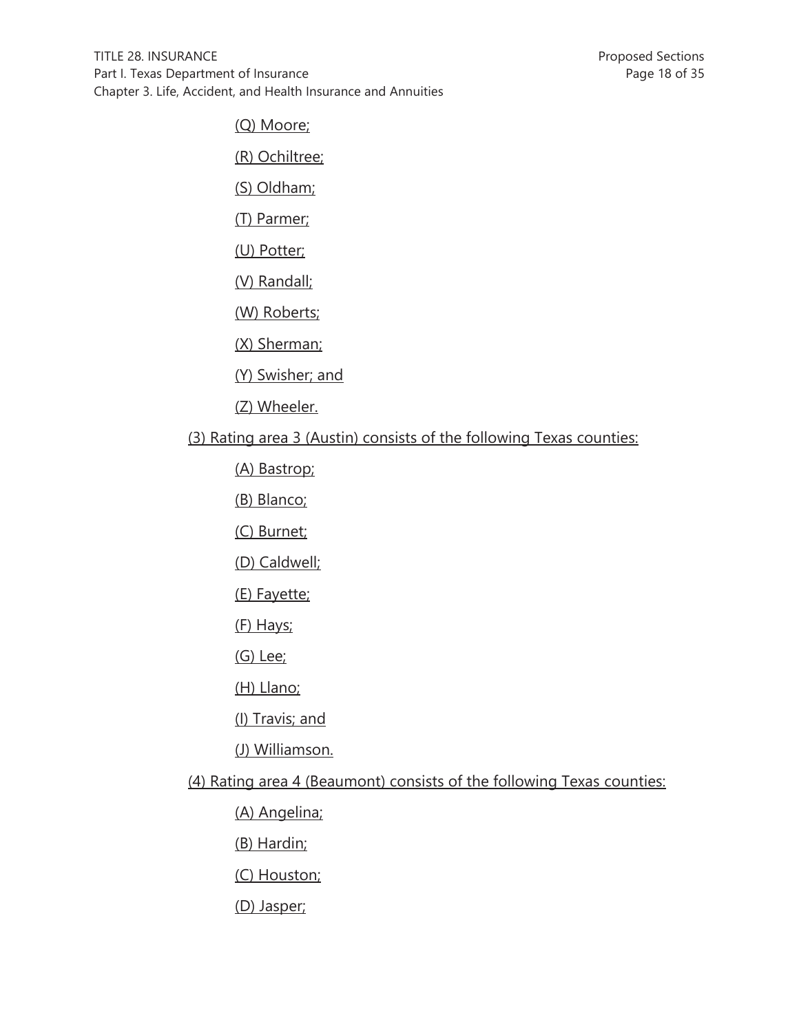(Q) Moore;

(R) Ochiltree;

(S) Oldham;

(T) Parmer;

(U) Potter;

(V) Randall;

(W) Roberts;

(X) Sherman;

(Y) Swisher; and

(Z) Wheeler.

(3) Rating area 3 (Austin) consists of the following Texas counties:

(A) Bastrop;

(B) Blanco;

(C) Burnet;

(D) Caldwell;

(E) Fayette;

(F) Hays;

(G) Lee;

(H) Llano;

(I) Travis; and

(J) Williamson.

(4) Rating area 4 (Beaumont) consists of the following Texas counties:

(A) Angelina;

(B) Hardin;

(C) Houston;

(D) Jasper;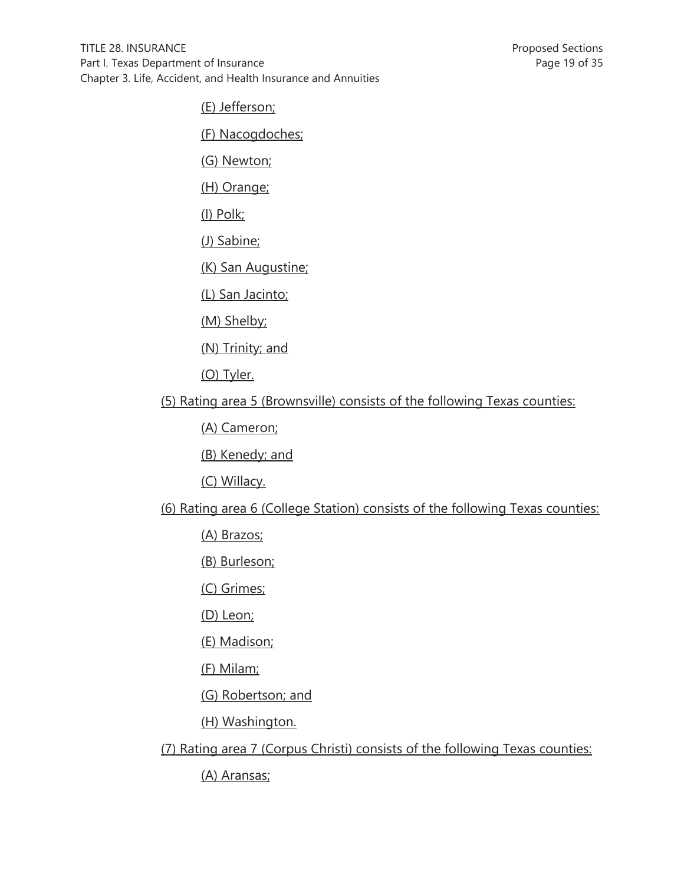(E) Jefferson;

(F) Nacogdoches;

(G) Newton;

(H) Orange;

(I) Polk;

(J) Sabine;

(K) San Augustine;

(L) San Jacinto;

(M) Shelby;

(N) Trinity; and

(O) Tyler.

(5) Rating area 5 (Brownsville) consists of the following Texas counties:

(A) Cameron;

(B) Kenedy; and

(C) Willacy.

(6) Rating area 6 (College Station) consists of the following Texas counties:

(A) Brazos;

(B) Burleson;

(C) Grimes;

(D) Leon;

(E) Madison;

(F) Milam;

(G) Robertson; and

(H) Washington.

(7) Rating area 7 (Corpus Christi) consists of the following Texas counties:

(A) Aransas;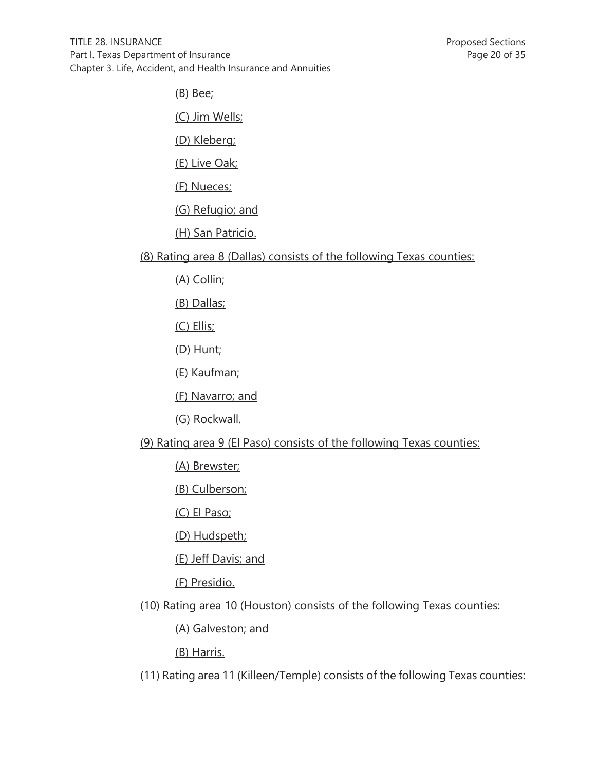(B) Bee;

(C) Jim Wells;

(D) Kleberg;

(E) Live Oak;

(F) Nueces;

(G) Refugio; and

(H) San Patricio.

(8) Rating area 8 (Dallas) consists of the following Texas counties:

(A) Collin;

(B) Dallas;

(C) Ellis;

(D) Hunt;

(E) Kaufman;

(F) Navarro; and

(G) Rockwall.

(9) Rating area 9 (El Paso) consists of the following Texas counties:

(A) Brewster;

(B) Culberson;

(C) El Paso;

(D) Hudspeth;

(E) Jeff Davis; and

(F) Presidio.

(10) Rating area 10 (Houston) consists of the following Texas counties:

(A) Galveston; and

(B) Harris.

(11) Rating area 11 (Killeen/Temple) consists of the following Texas counties: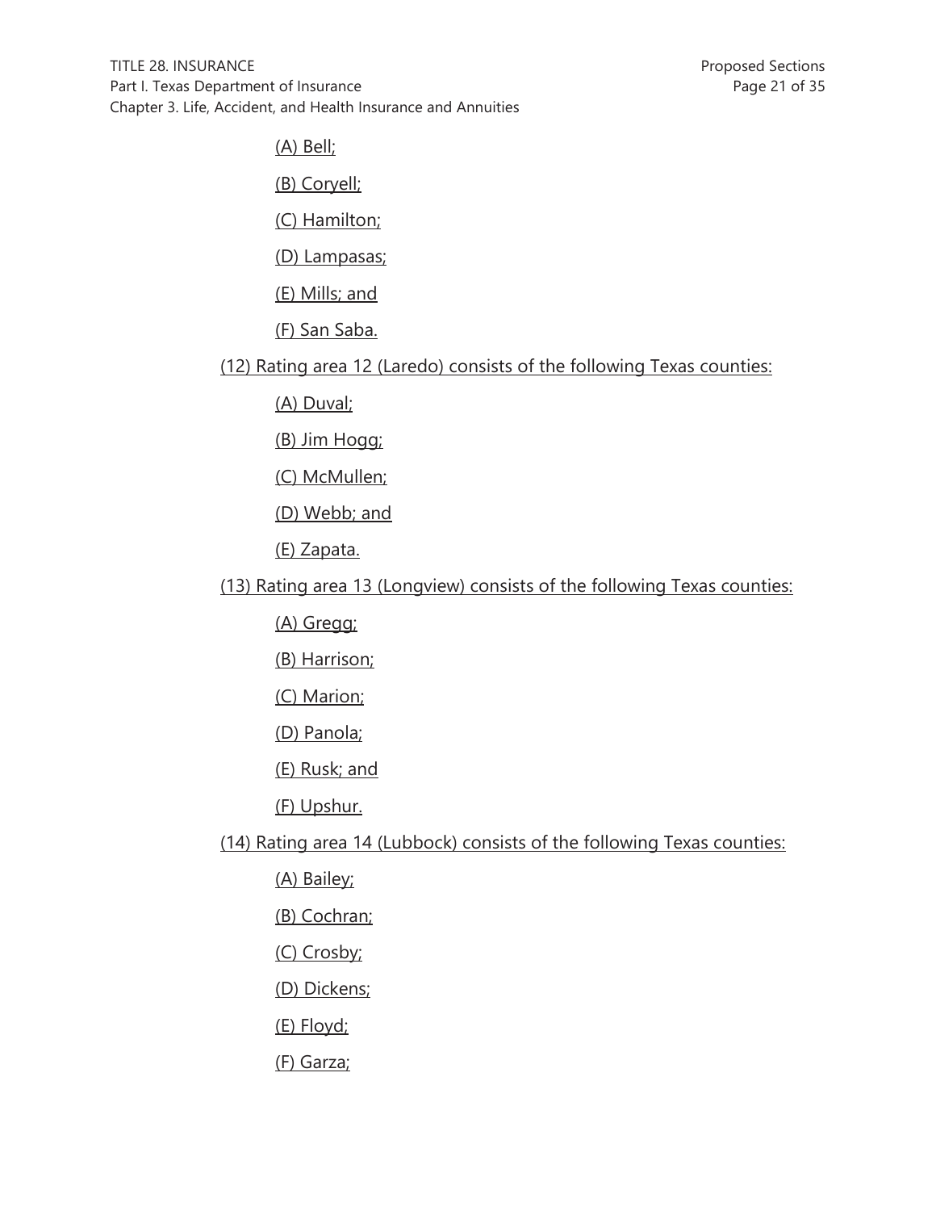(A) Bell;

(B) Coryell;

(C) Hamilton;

(D) Lampasas;

(E) Mills; and

(F) San Saba.

(12) Rating area 12 (Laredo) consists of the following Texas counties:

(A) Duval;

(B) Jim Hogg;

(C) McMullen;

(D) Webb; and

(E) Zapata.

(13) Rating area 13 (Longview) consists of the following Texas counties:

(A) Gregg;

(B) Harrison;

(C) Marion;

(D) Panola;

(E) Rusk; and

(F) Upshur.

(14) Rating area 14 (Lubbock) consists of the following Texas counties:

(A) Bailey;

(B) Cochran;

(C) Crosby;

(D) Dickens;

(E) Floyd;

(F) Garza;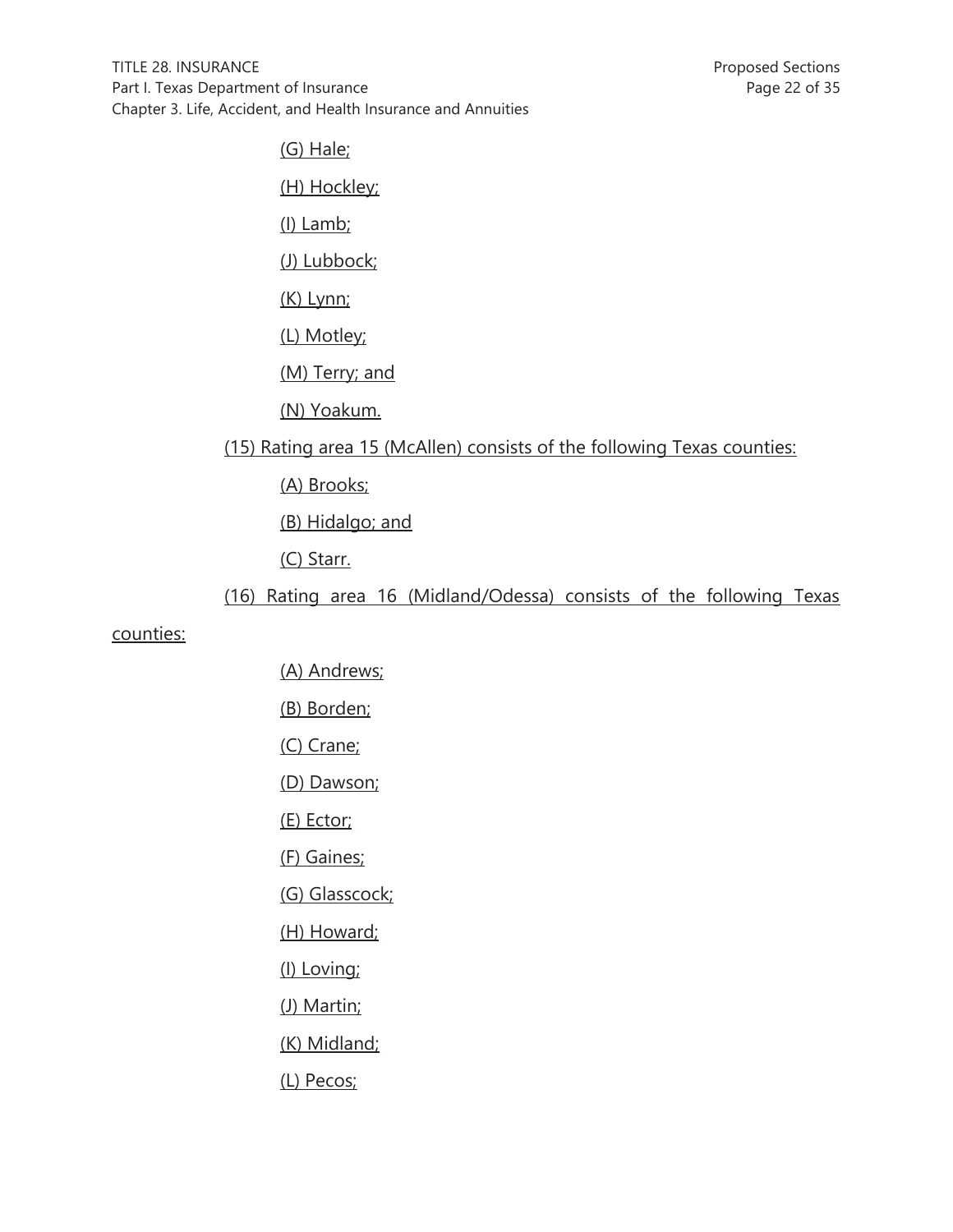(G) Hale;

(H) Hockley;

(I) Lamb;

(J) Lubbock;

(K) Lynn;

(L) Motley;

(M) Terry; and

(N) Yoakum.

(15) Rating area 15 (McAllen) consists of the following Texas counties:

(A) Brooks;

(B) Hidalgo; and

(C) Starr.

(16) Rating area 16 (Midland/Odessa) consists of the following Texas counties:

(A) Andrews;

(B) Borden;

(C) Crane;

(D) Dawson;

(E) Ector;

(F) Gaines;

(G) Glasscock;

(H) Howard;

(I) Loving;

(J) Martin;

(K) Midland;

(L) Pecos;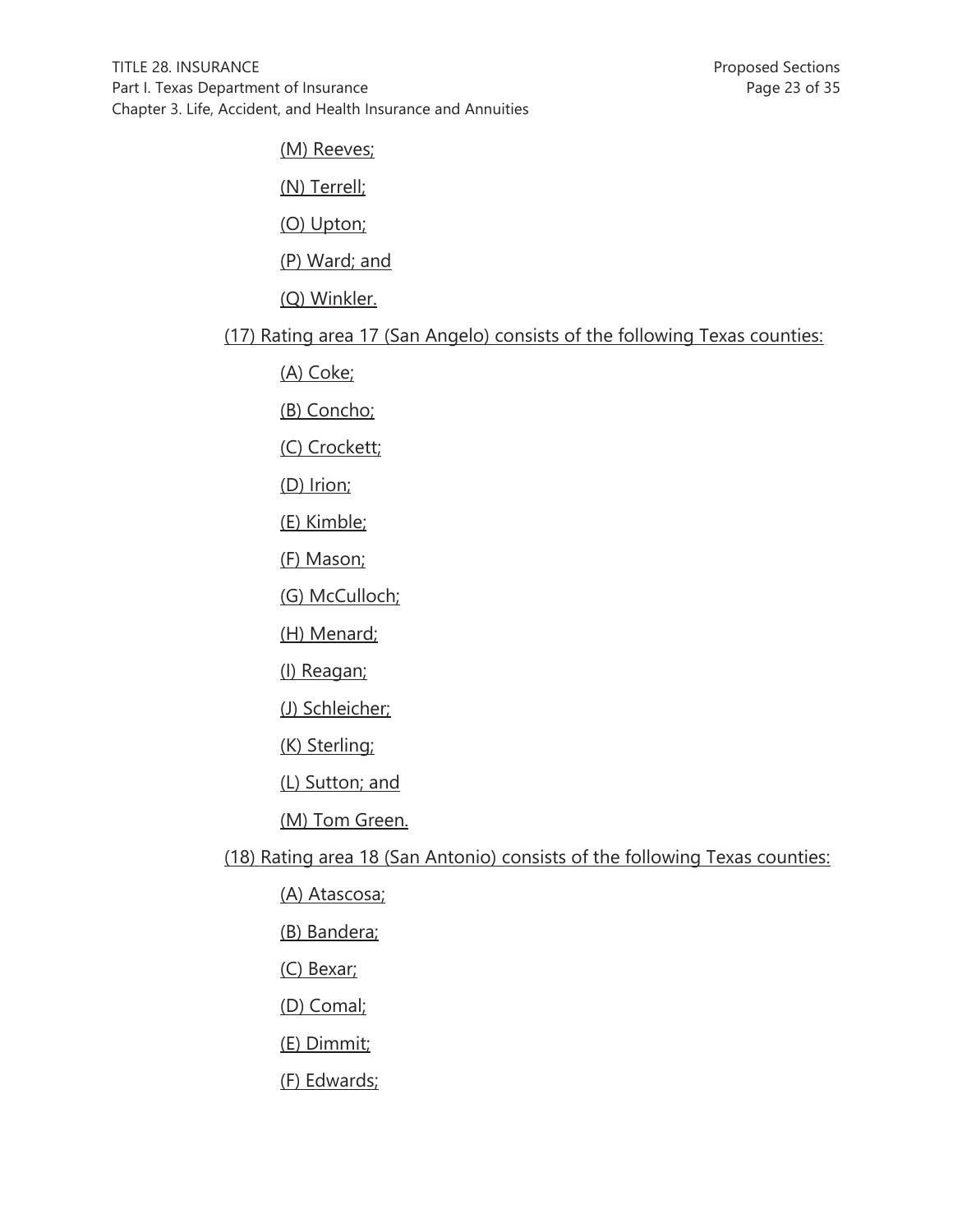(M) Reeves;

(N) Terrell;

(O) Upton;

(P) Ward; and

(Q) Winkler.

(17) Rating area 17 (San Angelo) consists of the following Texas counties:

(A) Coke;

(B) Concho;

(C) Crockett;

(D) Irion;

(E) Kimble;

(F) Mason;

(G) McCulloch;

(H) Menard;

(I) Reagan;

(J) Schleicher;

(K) Sterling;

(L) Sutton; and

(M) Tom Green.

(18) Rating area 18 (San Antonio) consists of the following Texas counties:

(A) Atascosa;

(B) Bandera;

(C) Bexar;

(D) Comal;

(E) Dimmit;

(F) Edwards;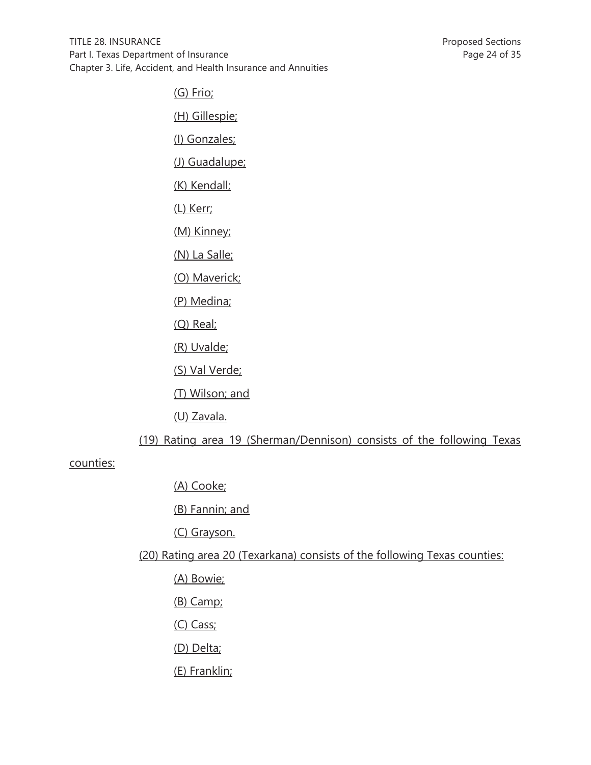(G) Frio;

(H) Gillespie;

(I) Gonzales;

(J) Guadalupe;

(K) Kendall;

(L) Kerr;

(M) Kinney;

(N) La Salle;

(O) Maverick;

(P) Medina;

(Q) Real;

(R) Uvalde;

(S) Val Verde;

(T) Wilson; and

(U) Zavala.

(19) Rating area 19 (Sherman/Dennison) consists of the following Texas counties:

(A) Cooke;

(B) Fannin; and

(C) Grayson.

(20) Rating area 20 (Texarkana) consists of the following Texas counties:

(A) Bowie;

(B) Camp;

(C) Cass;

(D) Delta;

(E) Franklin;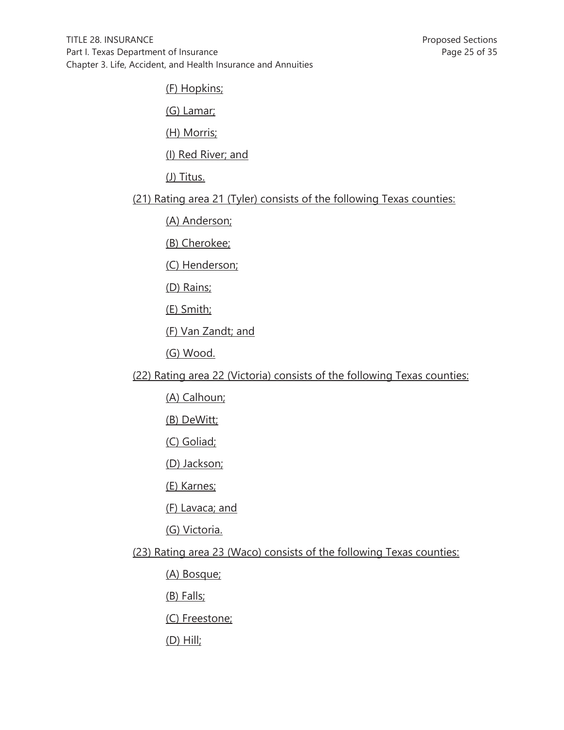(F) Hopkins;

(G) Lamar;

(H) Morris;

(I) Red River; and

(J) Titus.

(21) Rating area 21 (Tyler) consists of the following Texas counties:

(A) Anderson;

(B) Cherokee;

(C) Henderson;

(D) Rains;

(E) Smith;

(F) Van Zandt; and

(G) Wood.

(22) Rating area 22 (Victoria) consists of the following Texas counties:

(A) Calhoun;

(B) DeWitt;

(C) Goliad;

(D) Jackson;

(E) Karnes;

(F) Lavaca; and

(G) Victoria.

(23) Rating area 23 (Waco) consists of the following Texas counties:

(A) Bosque;

(B) Falls;

(C) Freestone;

(D) Hill;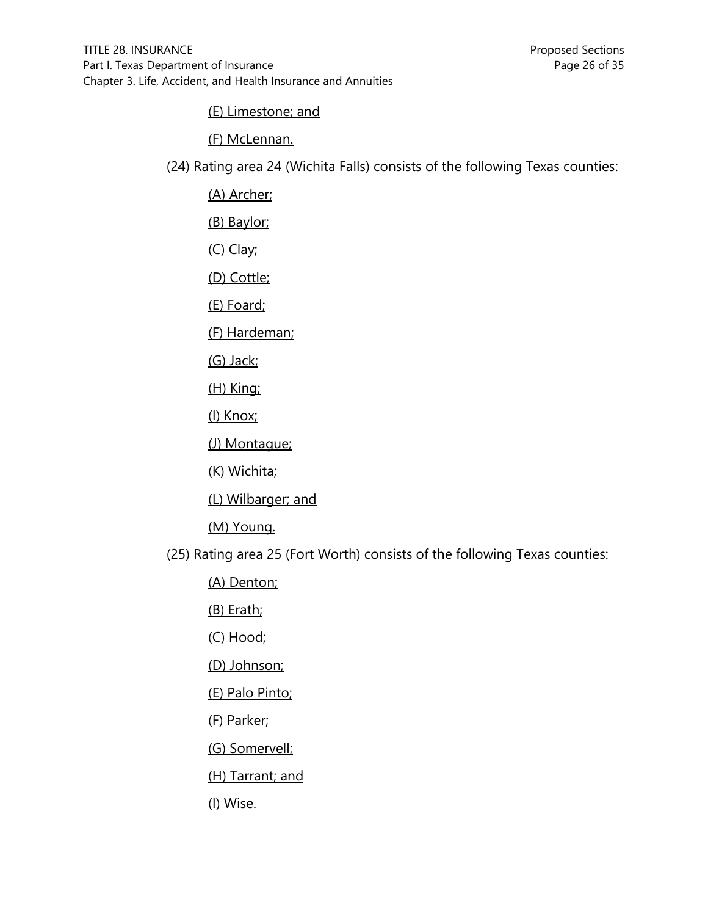(E) Limestone; and

(F) McLennan.

(24) Rating area 24 (Wichita Falls) consists of the following Texas counties:

(A) Archer;

(B) Baylor;

(C) Clay;

(D) Cottle;

(E) Foard;

(F) Hardeman;

(G) Jack;

(H) King;

(I) Knox;

(J) Montague;

(K) Wichita;

(L) Wilbarger; and

(M) Young.

(25) Rating area 25 (Fort Worth) consists of the following Texas counties:

(A) Denton;

(B) Erath;

(C) Hood;

(D) Johnson;

(E) Palo Pinto;

(F) Parker;

(G) Somervell;

(H) Tarrant; and

(I) Wise.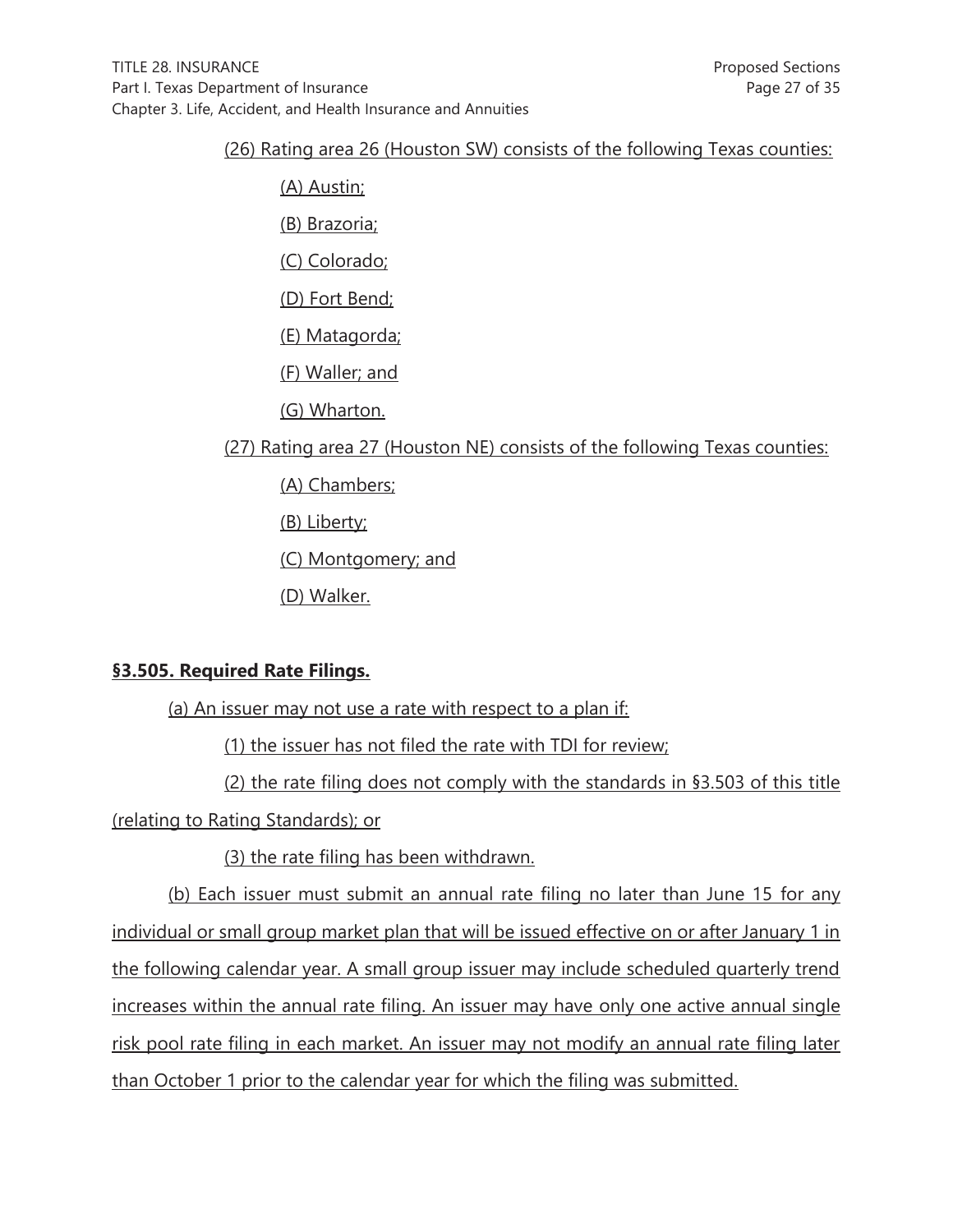(26) Rating area 26 (Houston SW) consists of the following Texas counties:

(A) Austin;

(B) Brazoria;

(C) Colorado;

(D) Fort Bend;

(E) Matagorda;

(F) Waller; and

(G) Wharton.

(27) Rating area 27 (Houston NE) consists of the following Texas counties:

(A) Chambers;

(B) Liberty;

(C) Montgomery; and

(D) Walker.

**§3.505. Required Rate Filings.**

(a) An issuer may not use a rate with respect to a plan if:

(1) the issuer has not filed the rate with TDI for review;

(2) the rate filing does not comply with the standards in §3.503 of this title (relating to Rating Standards); or

(3) the rate filing has been withdrawn.

(b) Each issuer must submit an annual rate filing no later than June 15 for any individual or small group market plan that will be issued effective on or after January 1 in the following calendar year. A small group issuer may include scheduled quarterly trend increases within the annual rate filing. An issuer may have only one active annual single risk pool rate filing in each market. An issuer may not modify an annual rate filing later than October 1 prior to the calendar year for which the filing was submitted.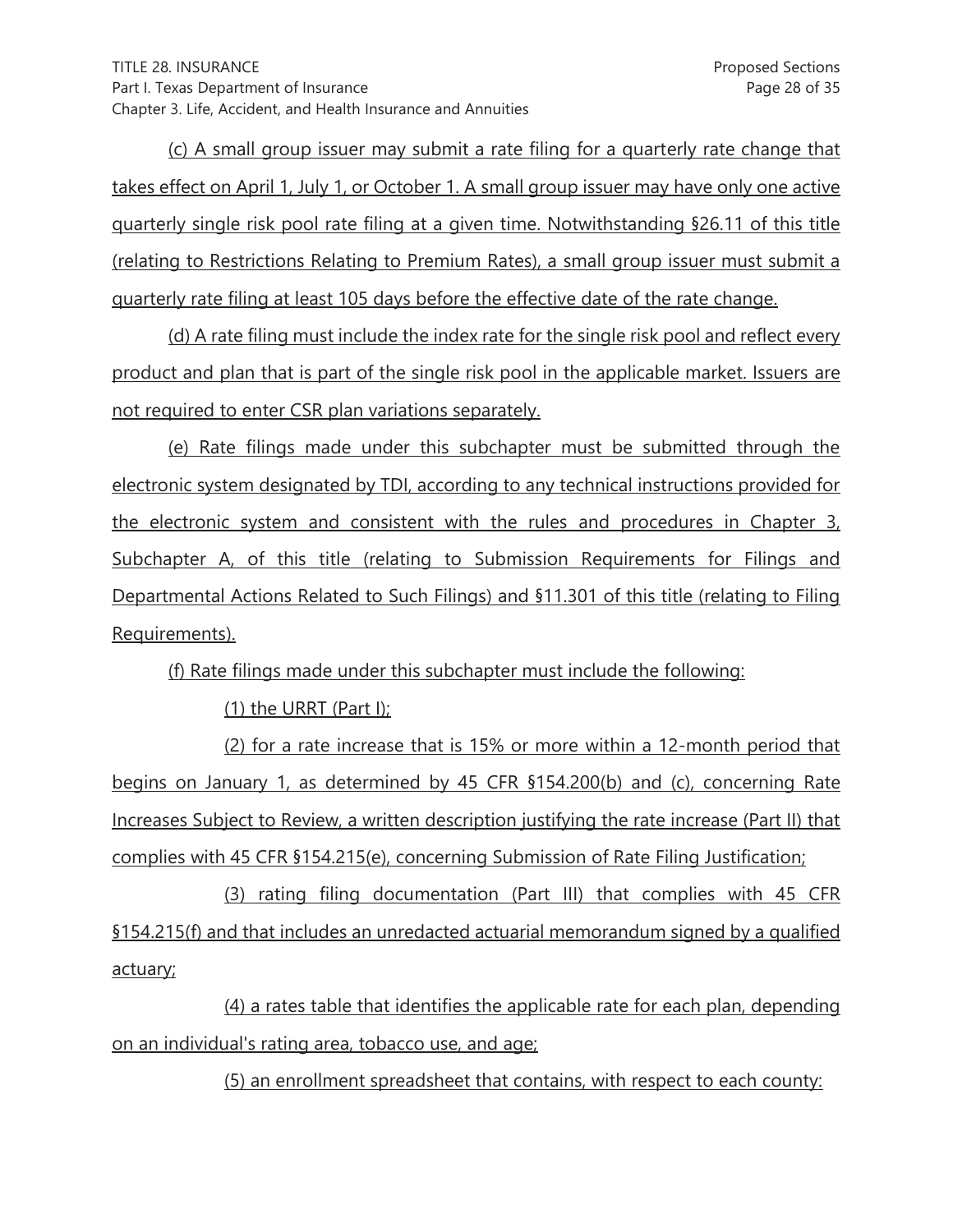(c) A small group issuer may submit a rate filing for a quarterly rate change that takes effect on April 1, July 1, or October 1. A small group issuer may have only one active quarterly single risk pool rate filing at a given time. Notwithstanding §26.11 of this title (relating to Restrictions Relating to Premium Rates), a small group issuer must submit a quarterly rate filing at least 105 days before the effective date of the rate change.

(d) A rate filing must include the index rate for the single risk pool and reflect every product and plan that is part of the single risk pool in the applicable market. Issuers are not required to enter CSR plan variations separately.

(e) Rate filings made under this subchapter must be submitted through the electronic system designated by TDI, according to any technical instructions provided for the electronic system and consistent with the rules and procedures in Chapter 3, Subchapter A, of this title (relating to Submission Requirements for Filings and Departmental Actions Related to Such Filings) and §11.301 of this title (relating to Filing Requirements).

(f) Rate filings made under this subchapter must include the following:

(1) the URRT (Part I);

(2) for a rate increase that is 15% or more within a 12-month period that begins on January 1, as determined by 45 CFR §154.200(b) and (c), concerning Rate Increases Subject to Review, a written description justifying the rate increase (Part II) that complies with 45 CFR §154.215(e), concerning Submission of Rate Filing Justification;

(3) rating filing documentation (Part III) that complies with 45 CFR §154.215(f) and that includes an unredacted actuarial memorandum signed by a qualified actuary;

(4) a rates table that identifies the applicable rate for each plan, depending on an individual's rating area, tobacco use, and age;

(5) an enrollment spreadsheet that contains, with respect to each county: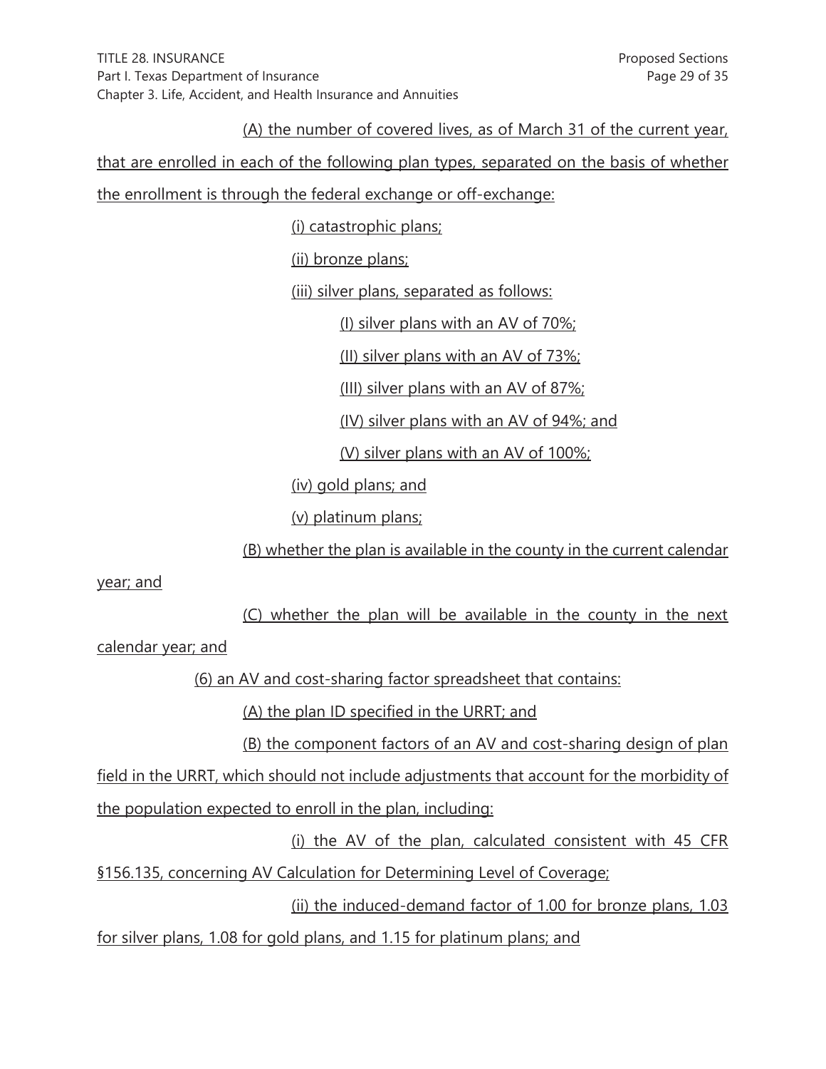(A) the number of covered lives, as of March 31 of the current year, that are enrolled in each of the following plan types, separated on the basis of whether the enrollment is through the federal exchange or off-exchange:

(i) catastrophic plans;

(ii) bronze plans;

(iii) silver plans, separated as follows:

(I) silver plans with an AV of 70%;

(II) silver plans with an AV of 73%;

(III) silver plans with an AV of 87%;

(IV) silver plans with an AV of 94%; and

(V) silver plans with an AV of 100%;

(iv) gold plans; and

(v) platinum plans;

(B) whether the plan is available in the county in the current calendar year; and

(C) whether the plan will be available in the county in the next calendar year; and

(6) an AV and cost-sharing factor spreadsheet that contains:

(A) the plan ID specified in the URRT; and

(B) the component factors of an AV and cost-sharing design of plan field in the URRT, which should not include adjustments that account for the morbidity of the population expected to enroll in the plan, including:

(i) the AV of the plan, calculated consistent with 45 CFR §156.135, concerning AV Calculation for Determining Level of Coverage;

(ii) the induced-demand factor of 1.00 for bronze plans, 1.03 for silver plans, 1.08 for gold plans, and 1.15 for platinum plans; and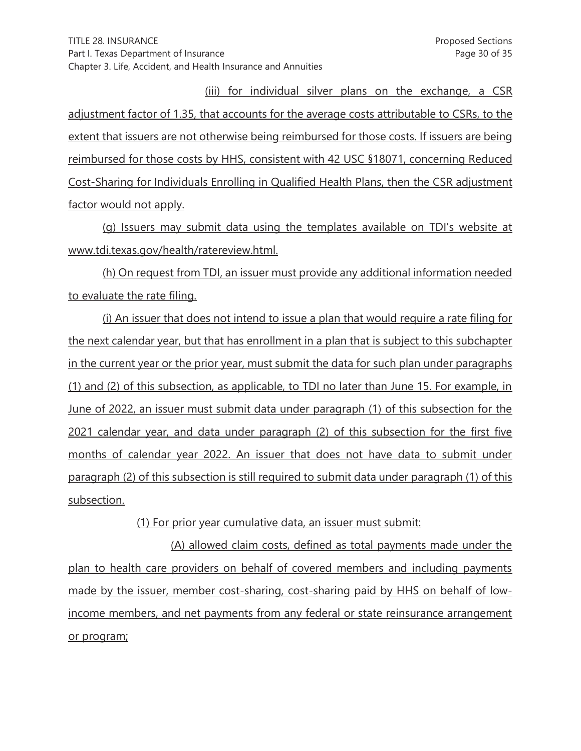(iii) for individual silver plans on the exchange, a CSR adjustment factor of 1.35, that accounts for the average costs attributable to CSRs, to the extent that issuers are not otherwise being reimbursed for those costs. If issuers are being reimbursed for those costs by HHS, consistent with 42 USC §18071, concerning Reduced Cost-Sharing for Individuals Enrolling in Qualified Health Plans, then the CSR adjustment factor would not apply.

(g) Issuers may submit data using the templates available on TDI's website at www.tdi.texas.gov/health/ratereview.html.

(h) On request from TDI, an issuer must provide any additional information needed to evaluate the rate filing.

(i) An issuer that does not intend to issue a plan that would require a rate filing for the next calendar year, but that has enrollment in a plan that is subject to this subchapter in the current year or the prior year, must submit the data for such plan under paragraphs (1) and (2) of this subsection, as applicable, to TDI no later than June 15. For example, in June of 2022, an issuer must submit data under paragraph (1) of this subsection for the 2021 calendar year, and data under paragraph (2) of this subsection for the first five months of calendar year 2022. An issuer that does not have data to submit under paragraph (2) of this subsection is still required to submit data under paragraph (1) of this subsection.

(1) For prior year cumulative data, an issuer must submit:

(A) allowed claim costs, defined as total payments made under the plan to health care providers on behalf of covered members and including payments made by the issuer, member cost-sharing, cost-sharing paid by HHS on behalf of low-income members, and net payments from any federal or state reinsurance arrangement or program;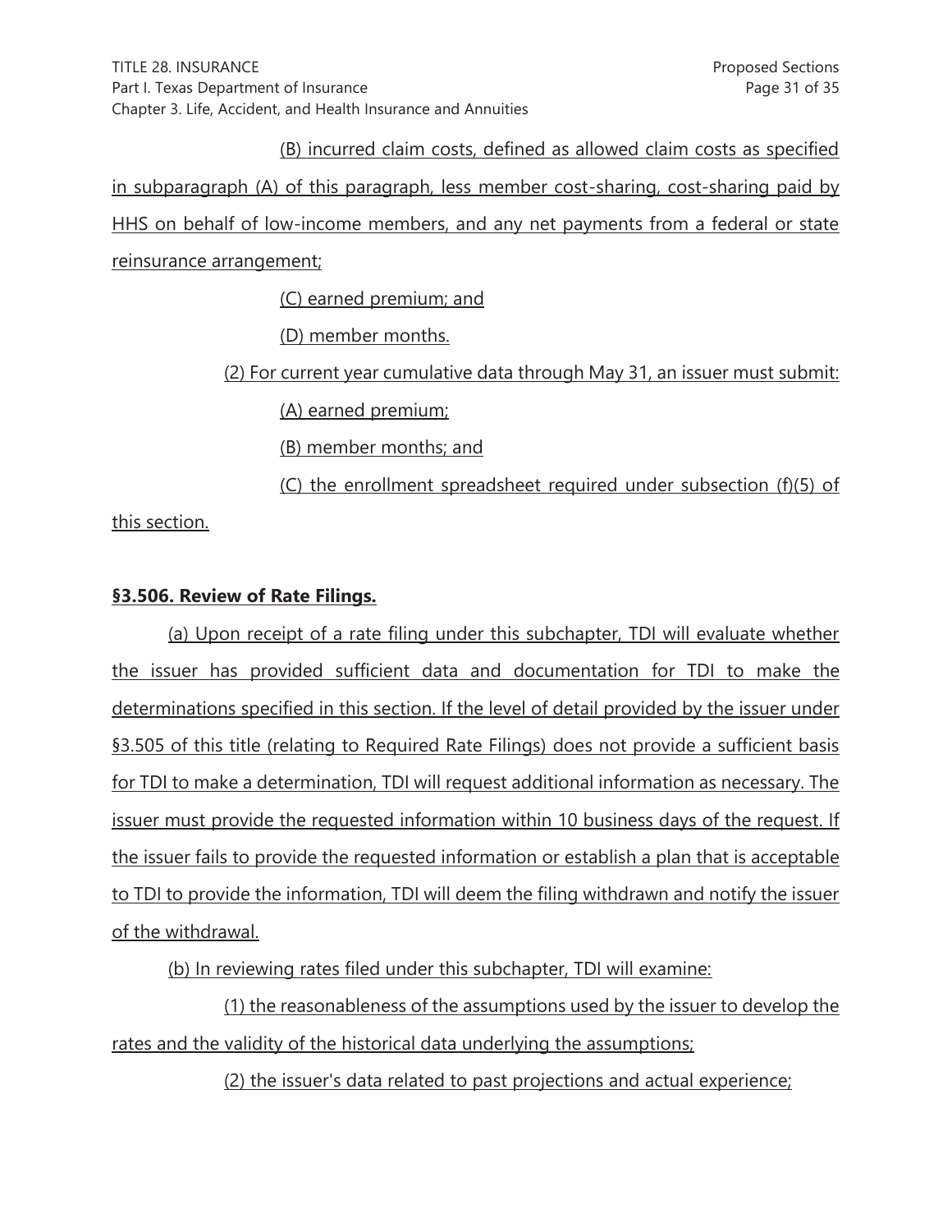(B) incurred claim costs, defined as allowed claim costs as specified in subparagraph (A) of this paragraph, less member cost-sharing, cost-sharing paid by HHS on behalf of low-income members, and any net payments from a federal or state reinsurance arrangement;

(C) earned premium; and

(D) member months.

(2) For current year cumulative data through May 31, an issuer must submit:

(A) earned premium;

(B) member months; and

(C) the enrollment spreadsheet required under subsection (f)(5) of this section.

**§3.506. Review of Rate Filings.**

(a) Upon receipt of a rate filing under this subchapter, TDI will evaluate whether the issuer has provided sufficient data and documentation for TDI to make the determinations specified in this section. If the level of detail provided by the issuer under §3.505 of this title (relating to Required Rate Filings) does not provide a sufficient basis for TDI to make a determination, TDI will request additional information as necessary. The issuer must provide the requested information within 10 business days of the request. If the issuer fails to provide the requested information or establish a plan that is acceptable to TDI to provide the information, TDI will deem the filing withdrawn and notify the issuer of the withdrawal.

(b) In reviewing rates filed under this subchapter, TDI will examine:

(1) the reasonableness of the assumptions used by the issuer to develop the rates and the validity of the historical data underlying the assumptions;

(2) the issuer's data related to past projections and actual experience;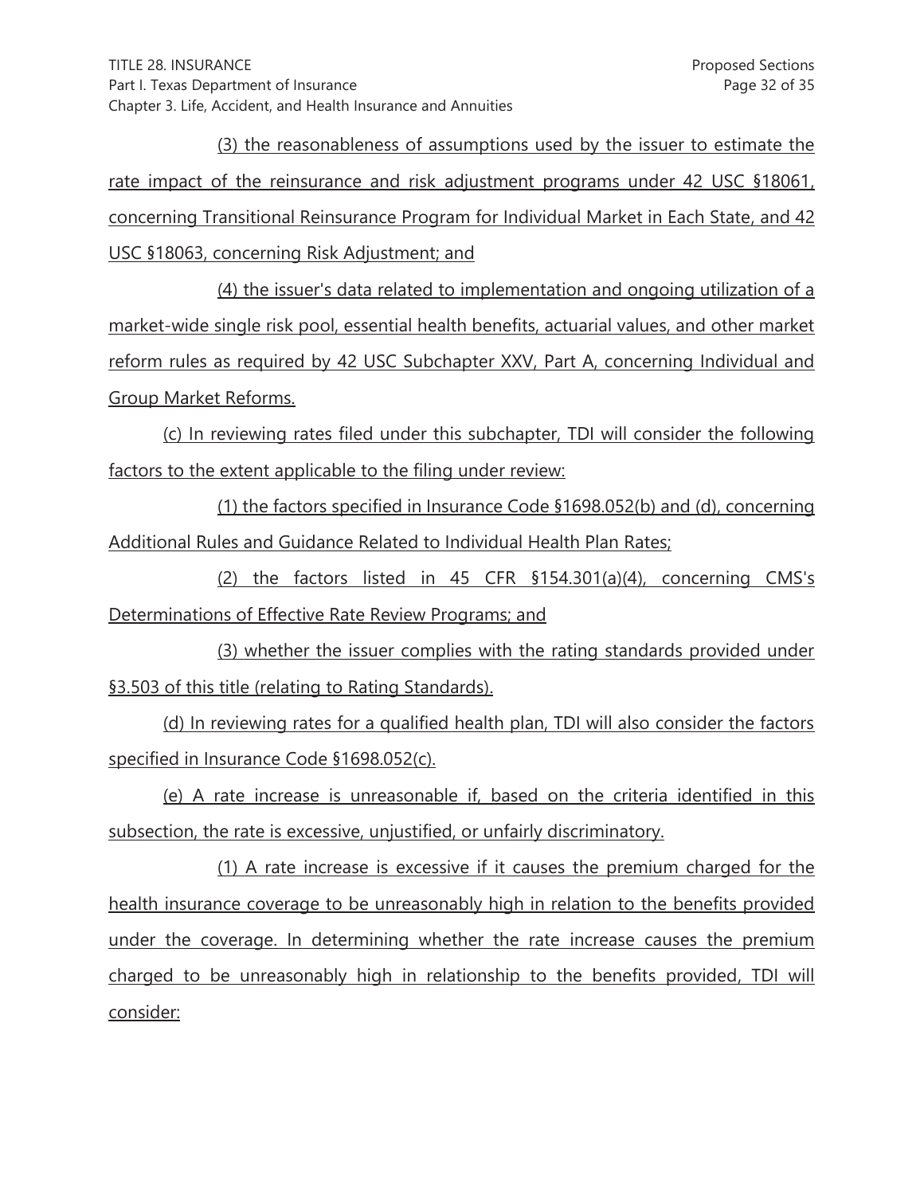(3) the reasonableness of assumptions used by the issuer to estimate the rate impact of the reinsurance and risk adjustment programs under 42 USC §18061, concerning Transitional Reinsurance Program for Individual Market in Each State, and 42 USC §18063, concerning Risk Adjustment; and

(4) the issuer's data related to implementation and ongoing utilization of a market-wide single risk pool, essential health benefits, actuarial values, and other market reform rules as required by 42 USC Subchapter XXV, Part A, concerning Individual and Group Market Reforms.

(c) In reviewing rates filed under this subchapter, TDI will consider the following factors to the extent applicable to the filing under review:

(1) the factors specified in Insurance Code §1698.052(b) and (d), concerning Additional Rules and Guidance Related to Individual Health Plan Rates;

(2) the factors listed in 45 CFR §154.301(a)(4), concerning CMS's Determinations of Effective Rate Review Programs; and

(3) whether the issuer complies with the rating standards provided under §3.503 of this title (relating to Rating Standards).

(d) In reviewing rates for a qualified health plan, TDI will also consider the factors specified in Insurance Code §1698.052(c).

(e) A rate increase is unreasonable if, based on the criteria identified in this subsection, the rate is excessive, unjustified, or unfairly discriminatory.

(1) A rate increase is excessive if it causes the premium charged for the health insurance coverage to be unreasonably high in relation to the benefits provided under the coverage. In determining whether the rate increase causes the premium charged to be unreasonably high in relationship to the benefits provided, TDI will consider: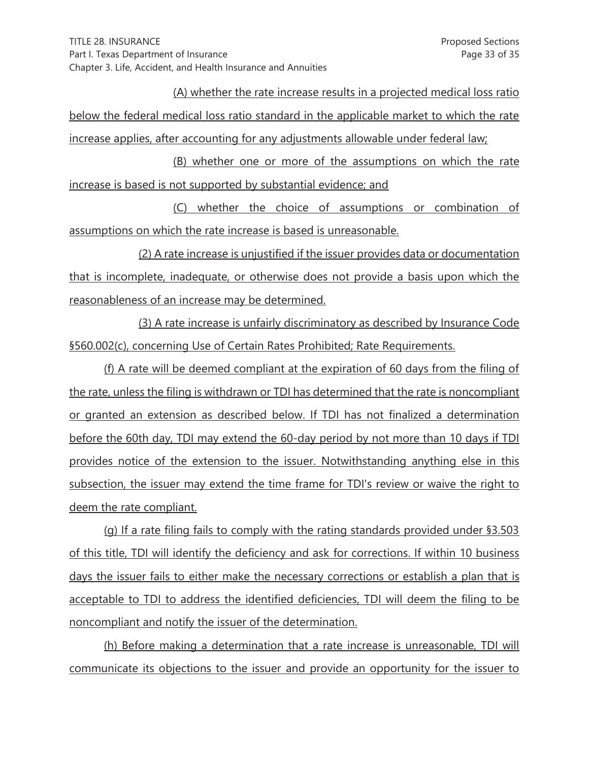(A) whether the rate increase results in a projected medical loss ratio below the federal medical loss ratio standard in the applicable market to which the rate increase applies, after accounting for any adjustments allowable under federal law;

(B) whether one or more of the assumptions on which the rate increase is based is not supported by substantial evidence; and

(C) whether the choice of assumptions or combination of assumptions on which the rate increase is based is unreasonable.

(2) A rate increase is unjustified if the issuer provides data or documentation that is incomplete, inadequate, or otherwise does not provide a basis upon which the reasonableness of an increase may be determined.

(3) A rate increase is unfairly discriminatory as described by Insurance Code §560.002(c), concerning Use of Certain Rates Prohibited; Rate Requirements.

(f) A rate will be deemed compliant at the expiration of 60 days from the filing of the rate, unless the filing is withdrawn or TDI has determined that the rate is noncompliant or granted an extension as described below. If TDI has not finalized a determination before the 60th day, TDI may extend the 60-day period by not more than 10 days if TDI provides notice of the extension to the issuer. Notwithstanding anything else in this subsection, the issuer may extend the time frame for TDI's review or waive the right to deem the rate compliant.

(g) If a rate filing fails to comply with the rating standards provided under §3.503 of this title, TDI will identify the deficiency and ask for corrections. If within 10 business days the issuer fails to either make the necessary corrections or establish a plan that is acceptable to TDI to address the identified deficiencies, TDI will deem the filing to be noncompliant and notify the issuer of the determination.

(h) Before making a determination that a rate increase is unreasonable, TDI will communicate its objections to the issuer and provide an opportunity for the issuer to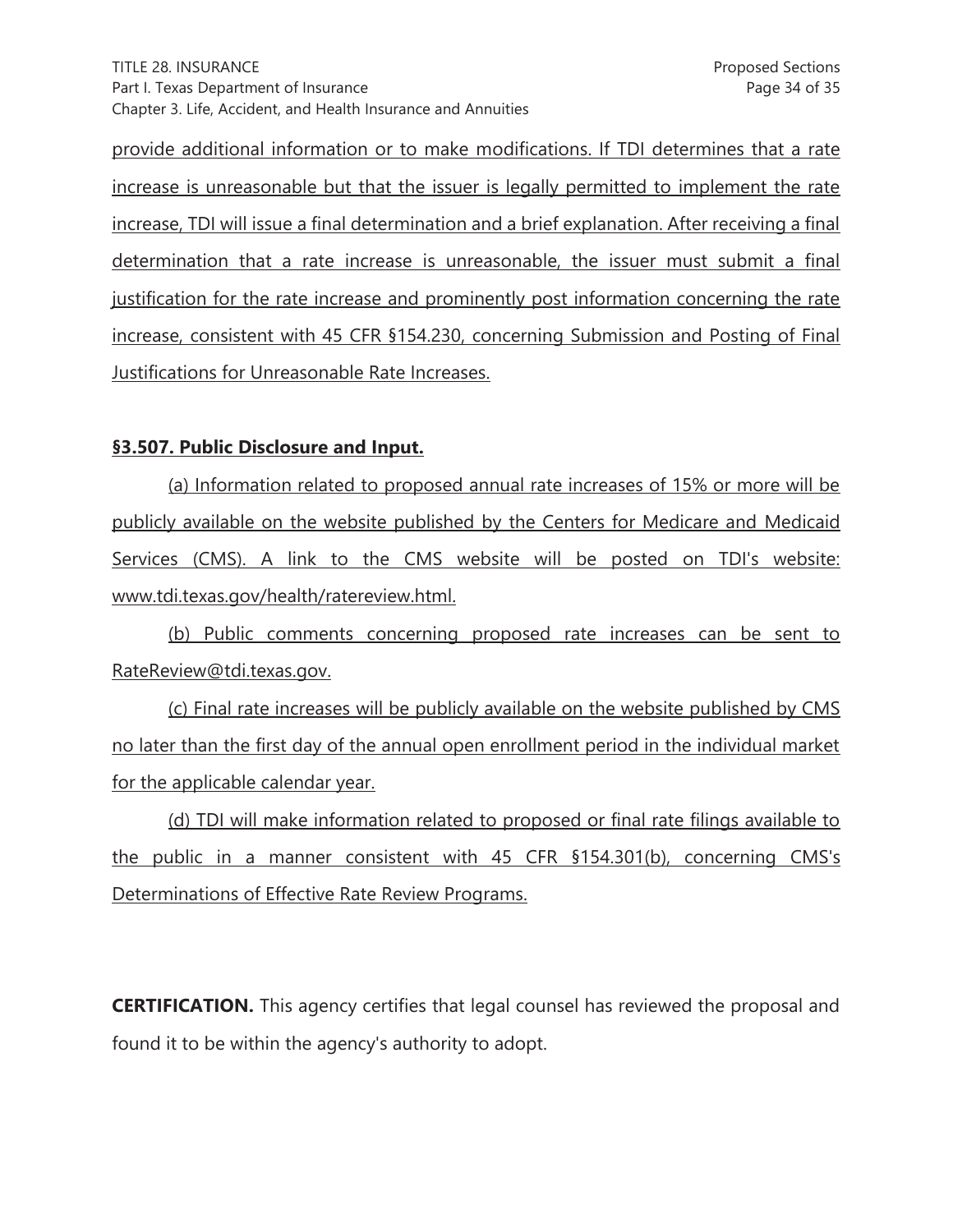provide additional information or to make modifications. If TDI determines that a rate increase is unreasonable but that the issuer is legally permitted to implement the rate increase, TDI will issue a final determination and a brief explanation. After receiving a final determination that a rate increase is unreasonable, the issuer must submit a final justification for the rate increase and prominently post information concerning the rate increase, consistent with 45 CFR §154.230, concerning Submission and Posting of Final Justifications for Unreasonable Rate Increases.

**§3.507. Public Disclosure and Input.**

(a) Information related to proposed annual rate increases of 15% or more will be publicly available on the website published by the Centers for Medicare and Medicaid Services (CMS). A link to the CMS website will be posted on TDI's website: www.tdi.texas.gov/health/ratereview.html.

(b) Public comments concerning proposed rate increases can be sent to RateReview@tdi.texas.gov.

(c) Final rate increases will be publicly available on the website published by CMS no later than the first day of the annual open enrollment period in the individual market for the applicable calendar year.

(d) TDI will make information related to proposed or final rate filings available to the public in a manner consistent with 45 CFR §154.301(b), concerning CMS's Determinations of Effective Rate Review Programs.

**CERTIFICATION.** This agency certifies that legal counsel has reviewed the proposal and found it to be within the agency's authority to adopt.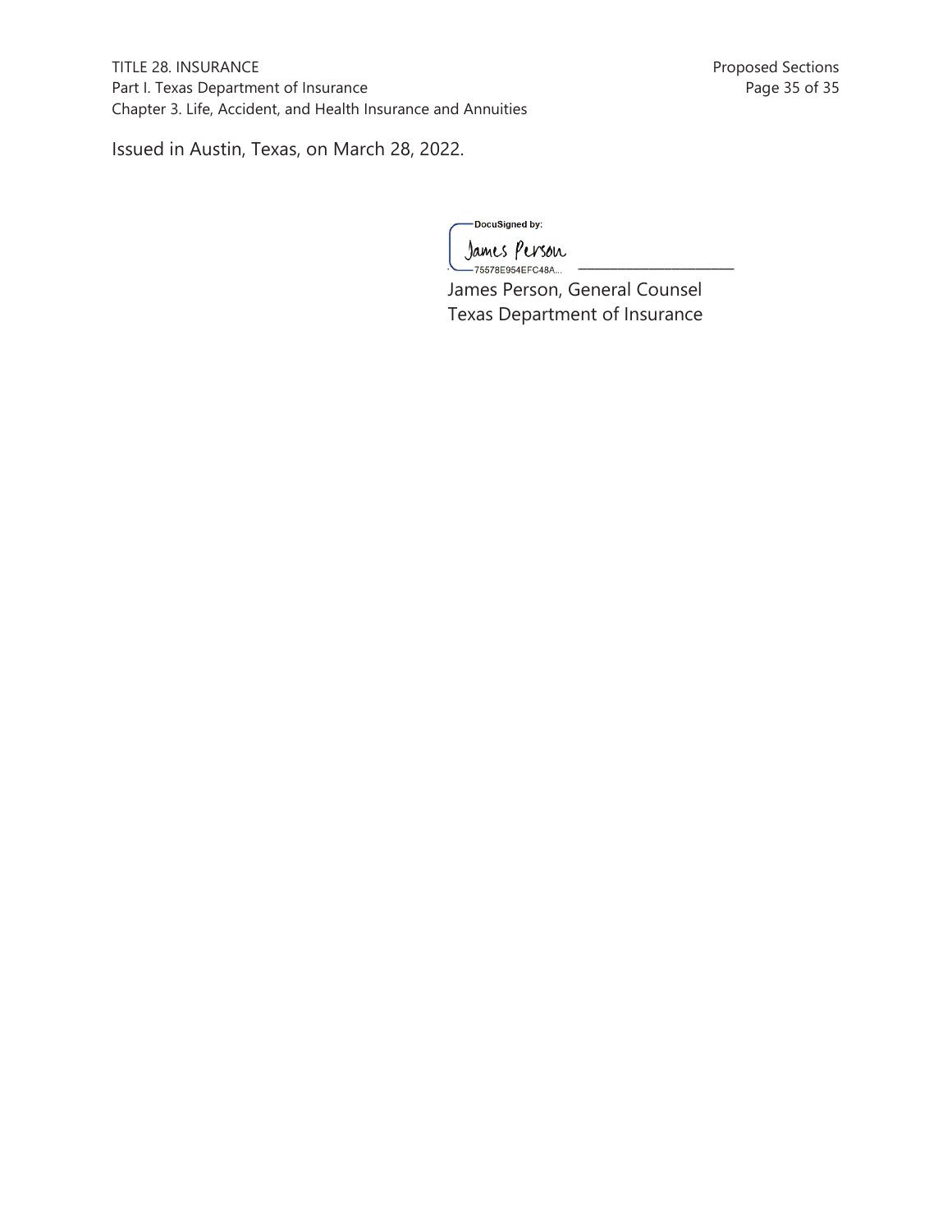Issued in Austin, Texas, on March 28, 2022.

DocuSigned by:
James Person
75578E954EFC48A...

James Person, General Counsel
Texas Department of Insurance